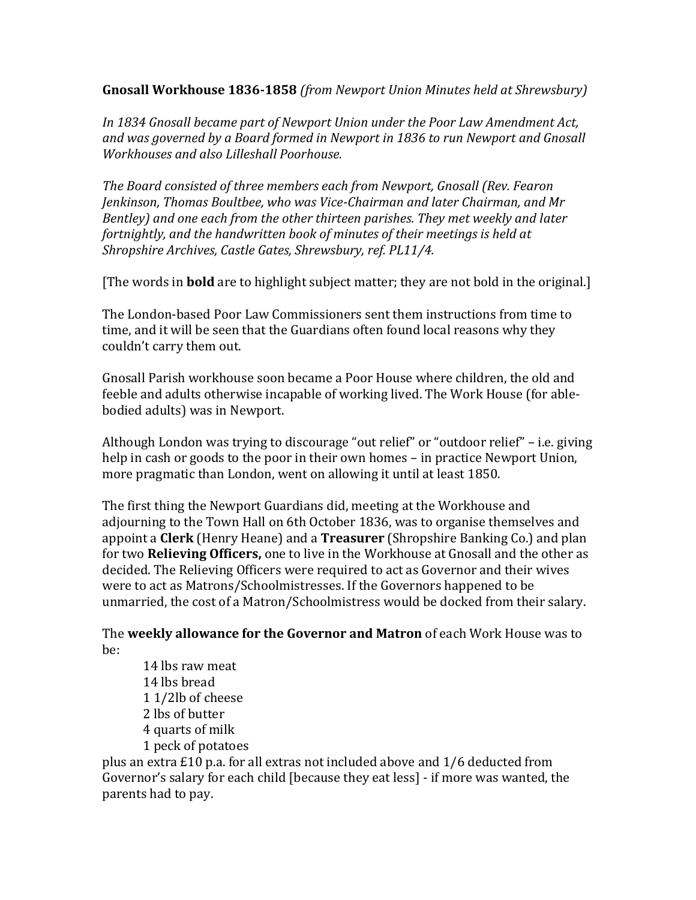**Gnosall Workhouse 1836-1858** *(from Newport Union Minutes held at Shrewsbury)*

*In 1834 Gnosall became part of Newport Union under the Poor Law Amendment Act, and was governed by a Board formed in Newport in 1836 to run Newport and Gnosall Workhouses and also Lilleshall Poorhouse.*

*The Board consisted of three members each from Newport, Gnosall (Rev. Fearon Jenkinson, Thomas Boultbee, who was Vice-Chairman and later Chairman, and Mr Bentley) and one each from the other thirteen parishes. They met weekly and later fortnightly, and the handwritten book of minutes of their meetings is held at Shropshire Archives, Castle Gates, Shrewsbury, ref. PL11/4.*

[The words in **bold** are to highlight subject matter; they are not bold in the original.]

The London-based Poor Law Commissioners sent them instructions from time to time, and it will be seen that the Guardians often found local reasons why they couldn't carry them out.

Gnosall Parish workhouse soon became a Poor House where children, the old and feeble and adults otherwise incapable of working lived. The Work House (for able-bodied adults) was in Newport.

Although London was trying to discourage "out relief" or "outdoor relief" – i.e. giving help in cash or goods to the poor in their own homes – in practice Newport Union, more pragmatic than London, went on allowing it until at least 1850.

The first thing the Newport Guardians did, meeting at the Workhouse and adjourning to the Town Hall on 6th October 1836, was to organise themselves and appoint a **Clerk** (Henry Heane) and a **Treasurer** (Shropshire Banking Co.) and plan for two **Relieving Officers,** one to live in the Workhouse at Gnosall and the other as decided. The Relieving Officers were required to act as Governor and their wives were to act as Matrons/Schoolmistresses. If the Governors happened to be unmarried, the cost of a Matron/Schoolmistress would be docked from their salary.

The **weekly allowance for the Governor and Matron** of each Work House was to be:

- 14 lbs raw meat
- 14 lbs bread
- 1 1/2lb of cheese
- 2 lbs of butter
- 4 quarts of milk
- 1 peck of potatoes

plus an extra £10 p.a. for all extras not included above and 1/6 deducted from Governor's salary for each child [because they eat less] - if more was wanted, the parents had to pay.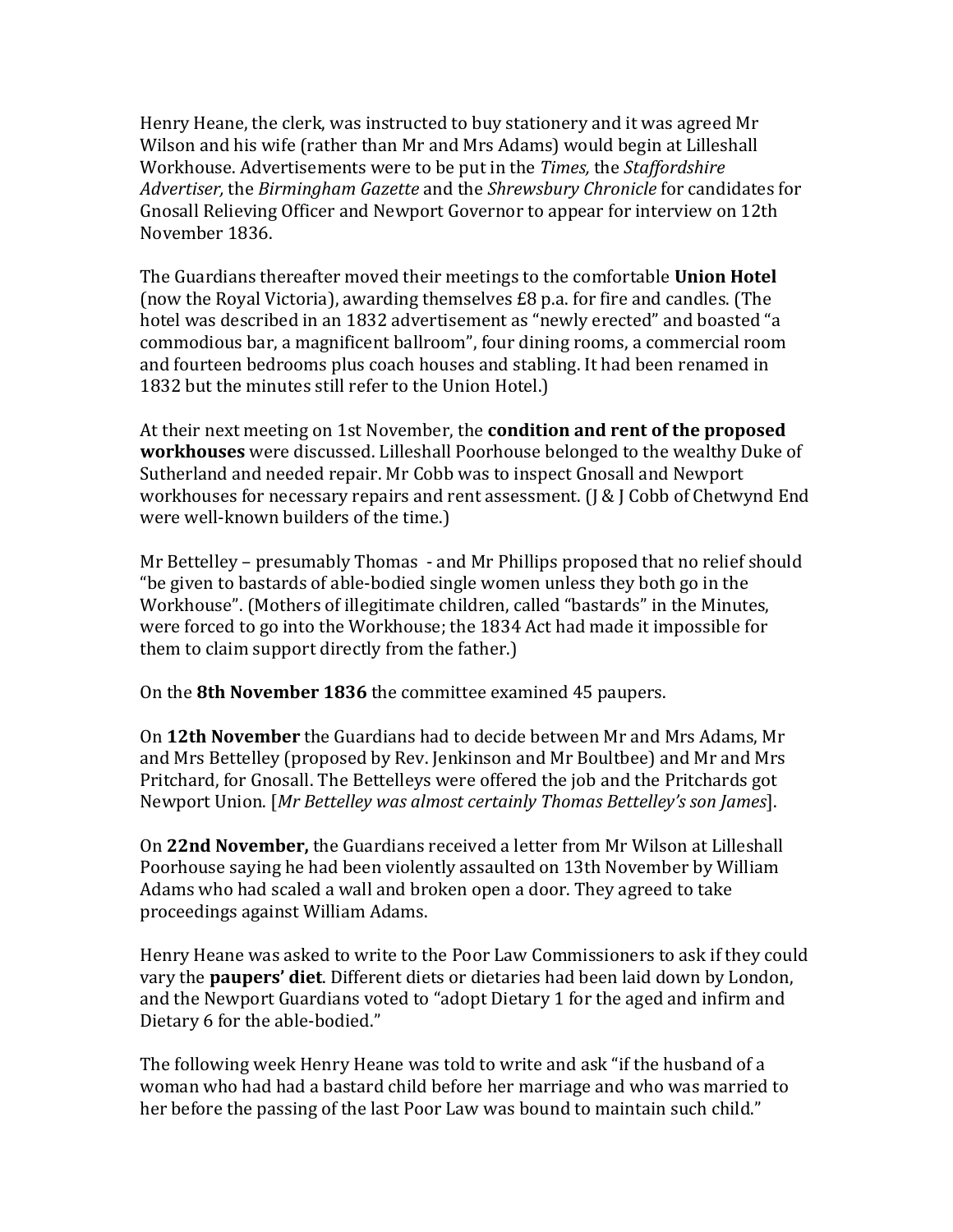Henry Heane, the clerk, was instructed to buy stationery and it was agreed Mr Wilson and his wife (rather than Mr and Mrs Adams) would begin at Lilleshall Workhouse. Advertisements were to be put in the *Times*, the *Staffordshire Advertiser*, the *Birmingham Gazette* and the *Shrewsbury Chronicle* for candidates for Gnosall Relieving Officer and Newport Governor to appear for interview on 12th November 1836.

The Guardians thereafter moved their meetings to the comfortable **Union Hotel** (now the Royal Victoria), awarding themselves £8 p.a. for fire and candles. (The hotel was described in an 1832 advertisement as "newly erected" and boasted "a commodious bar, a magnificent ballroom", four dining rooms, a commercial room and fourteen bedrooms plus coach houses and stabling. It had been renamed in 1832 but the minutes still refer to the Union Hotel.)

At their next meeting on 1st November, the **condition and rent of the proposed workhouses** were discussed. Lilleshall Poorhouse belonged to the wealthy Duke of Sutherland and needed repair. Mr Cobb was to inspect Gnosall and Newport workhouses for necessary repairs and rent assessment. (J & J Cobb of Chetwynd End were well-known builders of the time.)

Mr Bettelley – presumably Thomas - and Mr Phillips proposed that no relief should "be given to bastards of able-bodied single women unless they both go in the Workhouse". (Mothers of illegitimate children, called "bastards" in the Minutes, were forced to go into the Workhouse; the 1834 Act had made it impossible for them to claim support directly from the father.)

On the **8th November 1836** the committee examined 45 paupers.

On **12th November** the Guardians had to decide between Mr and Mrs Adams, Mr and Mrs Bettelley (proposed by Rev. Jenkinson and Mr Boultbee) and Mr and Mrs Pritchard, for Gnosall. The Bettelleys were offered the job and the Pritchards got Newport Union. [*Mr Bettelley was almost certainly Thomas Bettelley's son James*].

On **22nd November,** the Guardians received a letter from Mr Wilson at Lilleshall Poorhouse saying he had been violently assaulted on 13th November by William Adams who had scaled a wall and broken open a door. They agreed to take proceedings against William Adams.

Henry Heane was asked to write to the Poor Law Commissioners to ask if they could vary the **paupers' diet**. Different diets or dietaries had been laid down by London, and the Newport Guardians voted to "adopt Dietary 1 for the aged and infirm and Dietary 6 for the able-bodied."

The following week Henry Heane was told to write and ask "if the husband of a woman who had had a bastard child before her marriage and who was married to her before the passing of the last Poor Law was bound to maintain such child."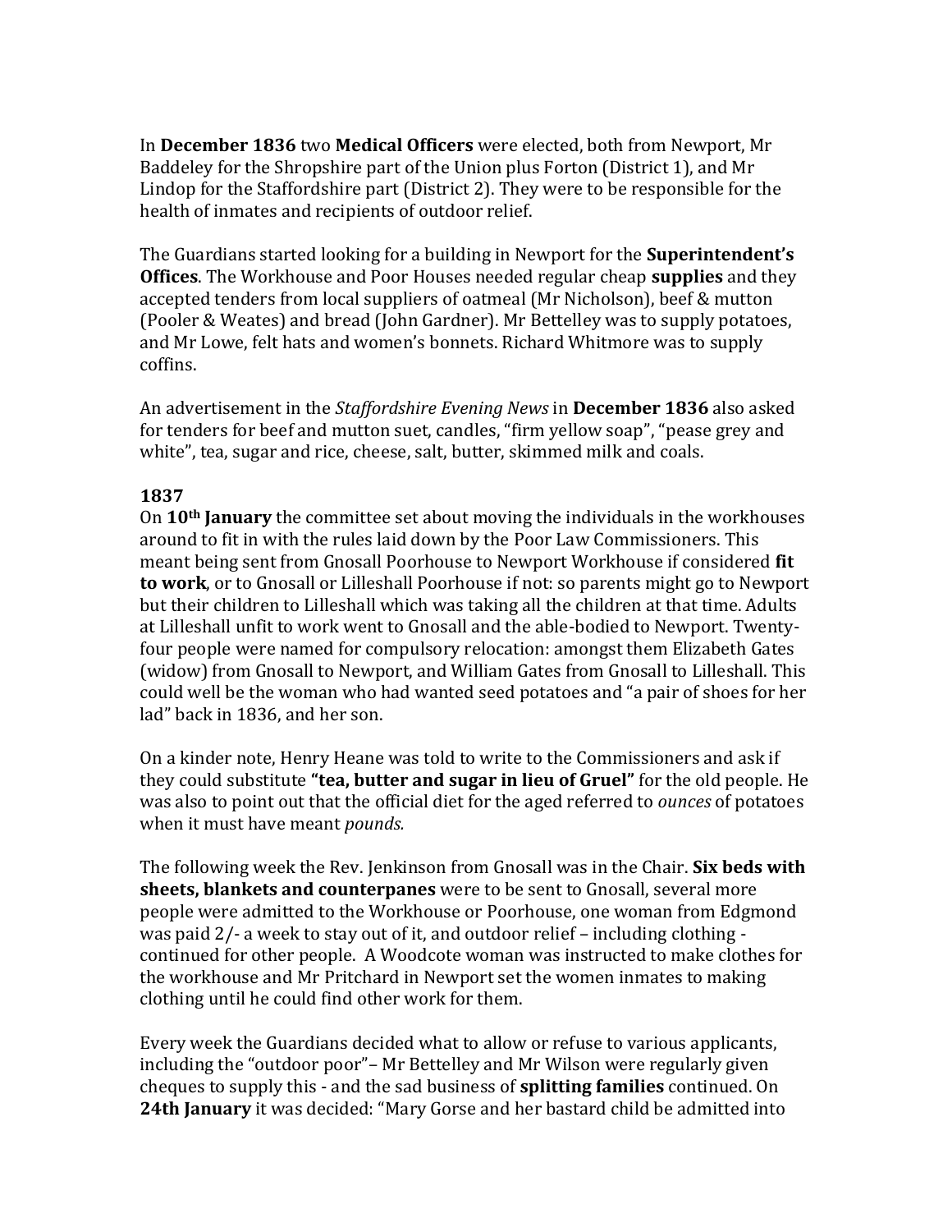In **December 1836** two **Medical Officers** were elected, both from Newport, Mr Baddeley for the Shropshire part of the Union plus Forton (District 1), and Mr Lindop for the Staffordshire part (District 2). They were to be responsible for the health of inmates and recipients of outdoor relief.

The Guardians started looking for a building in Newport for the **Superintendent's Offices**. The Workhouse and Poor Houses needed regular cheap **supplies** and they accepted tenders from local suppliers of oatmeal (Mr Nicholson), beef & mutton (Pooler & Weates) and bread (John Gardner). Mr Bettelley was to supply potatoes, and Mr Lowe, felt hats and women's bonnets. Richard Whitmore was to supply coffins.

An advertisement in the *Staffordshire Evening News* in **December 1836** also asked for tenders for beef and mutton suet, candles, "firm yellow soap", "pease grey and white", tea, sugar and rice, cheese, salt, butter, skimmed milk and coals.

**1837**

On **10th January** the committee set about moving the individuals in the workhouses around to fit in with the rules laid down by the Poor Law Commissioners. This meant being sent from Gnosall Poorhouse to Newport Workhouse if considered **fit to work**, or to Gnosall or Lilleshall Poorhouse if not: so parents might go to Newport but their children to Lilleshall which was taking all the children at that time. Adults at Lilleshall unfit to work went to Gnosall and the able-bodied to Newport. Twenty-four people were named for compulsory relocation: amongst them Elizabeth Gates (widow) from Gnosall to Newport, and William Gates from Gnosall to Lilleshall. This could well be the woman who had wanted seed potatoes and "a pair of shoes for her lad" back in 1836, and her son.

On a kinder note, Henry Heane was told to write to the Commissioners and ask if they could substitute **"tea, butter and sugar in lieu of Gruel"** for the old people. He was also to point out that the official diet for the aged referred to *ounces* of potatoes when it must have meant *pounds.*

The following week the Rev. Jenkinson from Gnosall was in the Chair. **Six beds with sheets, blankets and counterpanes** were to be sent to Gnosall, several more people were admitted to the Workhouse or Poorhouse, one woman from Edgmond was paid 2/- a week to stay out of it, and outdoor relief – including clothing - continued for other people. A Woodcote woman was instructed to make clothes for the workhouse and Mr Pritchard in Newport set the women inmates to making clothing until he could find other work for them.

Every week the Guardians decided what to allow or refuse to various applicants, including the "outdoor poor"– Mr Bettelley and Mr Wilson were regularly given cheques to supply this - and the sad business of **splitting families** continued. On **24th January** it was decided: "Mary Gorse and her bastard child be admitted into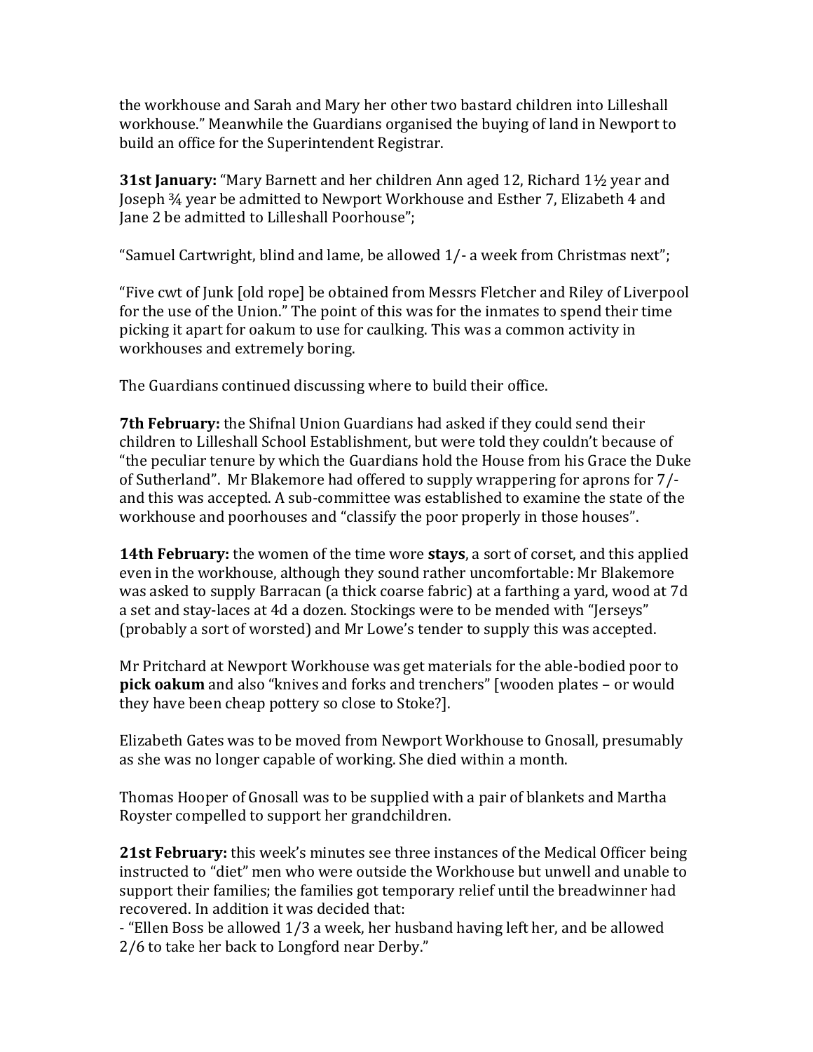the workhouse and Sarah and Mary her other two bastard children into Lilleshall workhouse." Meanwhile the Guardians organised the buying of land in Newport to build an office for the Superintendent Registrar.

**31st January:** "Mary Barnett and her children Ann aged 12, Richard 1½ year and Joseph ¾ year be admitted to Newport Workhouse and Esther 7, Elizabeth 4 and Jane 2 be admitted to Lilleshall Poorhouse";

"Samuel Cartwright, blind and lame, be allowed 1/- a week from Christmas next";

"Five cwt of Junk [old rope] be obtained from Messrs Fletcher and Riley of Liverpool for the use of the Union." The point of this was for the inmates to spend their time picking it apart for oakum to use for caulking. This was a common activity in workhouses and extremely boring.

The Guardians continued discussing where to build their office.

**7th February:** the Shifnal Union Guardians had asked if they could send their children to Lilleshall School Establishment, but were told they couldn't because of "the peculiar tenure by which the Guardians hold the House from his Grace the Duke of Sutherland". Mr Blakemore had offered to supply wrappering for aprons for 7/- and this was accepted. A sub-committee was established to examine the state of the workhouse and poorhouses and "classify the poor properly in those houses".

**14th February:** the women of the time wore **stays**, a sort of corset, and this applied even in the workhouse, although they sound rather uncomfortable: Mr Blakemore was asked to supply Barracan (a thick coarse fabric) at a farthing a yard, wood at 7d a set and stay-laces at 4d a dozen. Stockings were to be mended with "Jerseys" (probably a sort of worsted) and Mr Lowe's tender to supply this was accepted.

Mr Pritchard at Newport Workhouse was get materials for the able-bodied poor to **pick oakum** and also "knives and forks and trenchers" [wooden plates – or would they have been cheap pottery so close to Stoke?].

Elizabeth Gates was to be moved from Newport Workhouse to Gnosall, presumably as she was no longer capable of working. She died within a month.

Thomas Hooper of Gnosall was to be supplied with a pair of blankets and Martha Royster compelled to support her grandchildren.

**21st February:** this week's minutes see three instances of the Medical Officer being instructed to "diet" men who were outside the Workhouse but unwell and unable to support their families; the families got temporary relief until the breadwinner had recovered. In addition it was decided that:

- "Ellen Boss be allowed 1/3 a week, her husband having left her, and be allowed 2/6 to take her back to Longford near Derby."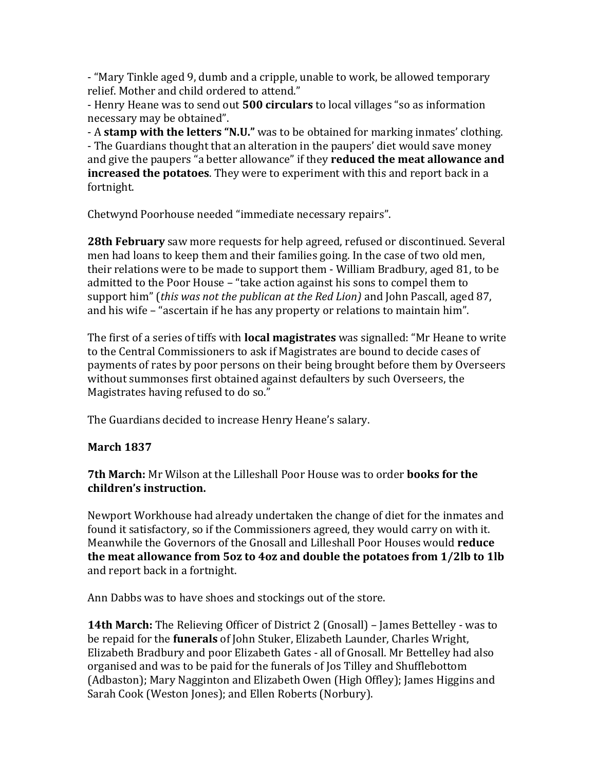- "Mary Tinkle aged 9, dumb and a cripple, unable to work, be allowed temporary relief. Mother and child ordered to attend."
- Henry Heane was to send out **500 circulars** to local villages "so as information necessary may be obtained".
- A **stamp with the letters "N.U."** was to be obtained for marking inmates' clothing.
- The Guardians thought that an alteration in the paupers' diet would save money and give the paupers "a better allowance" if they **reduced the meat allowance and increased the potatoes**. They were to experiment with this and report back in a fortnight.

Chetwynd Poorhouse needed "immediate necessary repairs".

**28th February** saw more requests for help agreed, refused or discontinued. Several men had loans to keep them and their families going. In the case of two old men, their relations were to be made to support them - William Bradbury, aged 81, to be admitted to the Poor House – "take action against his sons to compel them to support him" (*this was not the publican at the Red Lion)* and John Pascall, aged 87, and his wife – "ascertain if he has any property or relations to maintain him".

The first of a series of tiffs with **local magistrates** was signalled: "Mr Heane to write to the Central Commissioners to ask if Magistrates are bound to decide cases of payments of rates by poor persons on their being brought before them by Overseers without summonses first obtained against defaulters by such Overseers, the Magistrates having refused to do so."

The Guardians decided to increase Henry Heane's salary.

**March 1837**

**7th March:** Mr Wilson at the Lilleshall Poor House was to order **books for the children's instruction.**

Newport Workhouse had already undertaken the change of diet for the inmates and found it satisfactory, so if the Commissioners agreed, they would carry on with it. Meanwhile the Governors of the Gnosall and Lilleshall Poor Houses would **reduce the meat allowance from 5oz to 4oz and double the potatoes from 1/2lb to 1lb** and report back in a fortnight.

Ann Dabbs was to have shoes and stockings out of the store.

**14th March:** The Relieving Officer of District 2 (Gnosall) – James Bettelley - was to be repaid for the **funerals** of John Stuker, Elizabeth Launder, Charles Wright, Elizabeth Bradbury and poor Elizabeth Gates - all of Gnosall. Mr Bettelley had also organised and was to be paid for the funerals of Jos Tilley and Shufflebottom (Adbaston); Mary Nagginton and Elizabeth Owen (High Offley); James Higgins and Sarah Cook (Weston Jones); and Ellen Roberts (Norbury).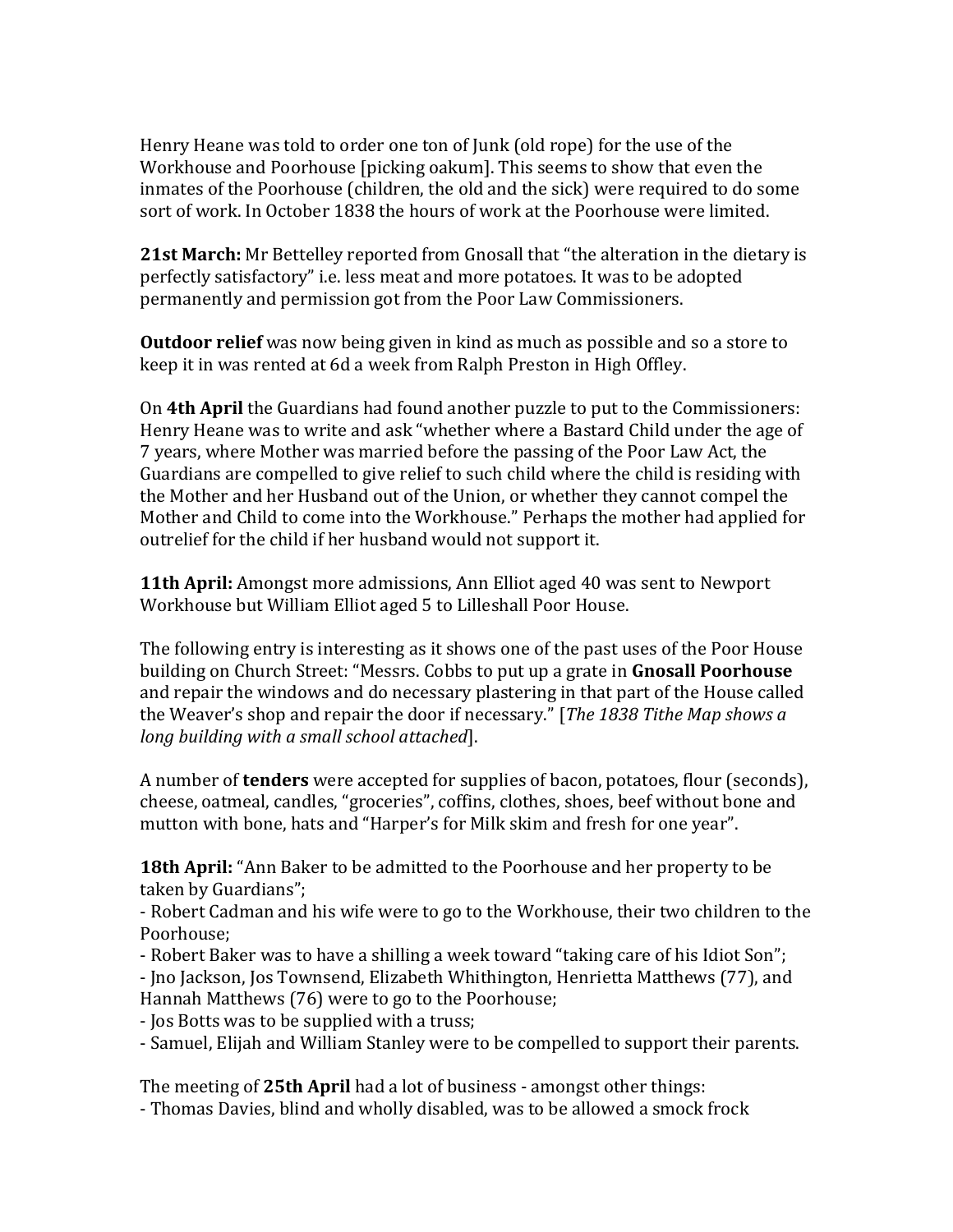Henry Heane was told to order one ton of Junk (old rope) for the use of the Workhouse and Poorhouse [picking oakum]. This seems to show that even the inmates of the Poorhouse (children, the old and the sick) were required to do some sort of work. In October 1838 the hours of work at the Poorhouse were limited.

**21st March:** Mr Bettelley reported from Gnosall that "the alteration in the dietary is perfectly satisfactory" i.e. less meat and more potatoes. It was to be adopted permanently and permission got from the Poor Law Commissioners.

**Outdoor relief** was now being given in kind as much as possible and so a store to keep it in was rented at 6d a week from Ralph Preston in High Offley.

On **4th April** the Guardians had found another puzzle to put to the Commissioners: Henry Heane was to write and ask "whether where a Bastard Child under the age of 7 years, where Mother was married before the passing of the Poor Law Act, the Guardians are compelled to give relief to such child where the child is residing with the Mother and her Husband out of the Union, or whether they cannot compel the Mother and Child to come into the Workhouse." Perhaps the mother had applied for outrelief for the child if her husband would not support it.

**11th April:** Amongst more admissions, Ann Elliot aged 40 was sent to Newport Workhouse but William Elliot aged 5 to Lilleshall Poor House.

The following entry is interesting as it shows one of the past uses of the Poor House building on Church Street: "Messrs. Cobbs to put up a grate in **Gnosall Poorhouse** and repair the windows and do necessary plastering in that part of the House called the Weaver's shop and repair the door if necessary." [*The 1838 Tithe Map shows a long building with a small school attached*].

A number of **tenders** were accepted for supplies of bacon, potatoes, flour (seconds), cheese, oatmeal, candles, "groceries", coffins, clothes, shoes, beef without bone and mutton with bone, hats and "Harper's for Milk skim and fresh for one year".

**18th April:** "Ann Baker to be admitted to the Poorhouse and her property to be taken by Guardians";
- Robert Cadman and his wife were to go to the Workhouse, their two children to the Poorhouse;
- Robert Baker was to have a shilling a week toward "taking care of his Idiot Son";
- Jno Jackson, Jos Townsend, Elizabeth Whithington, Henrietta Matthews (77), and Hannah Matthews (76) were to go to the Poorhouse;
- Jos Botts was to be supplied with a truss;
- Samuel, Elijah and William Stanley were to be compelled to support their parents.

The meeting of **25th April** had a lot of business - amongst other things:
- Thomas Davies, blind and wholly disabled, was to be allowed a smock frock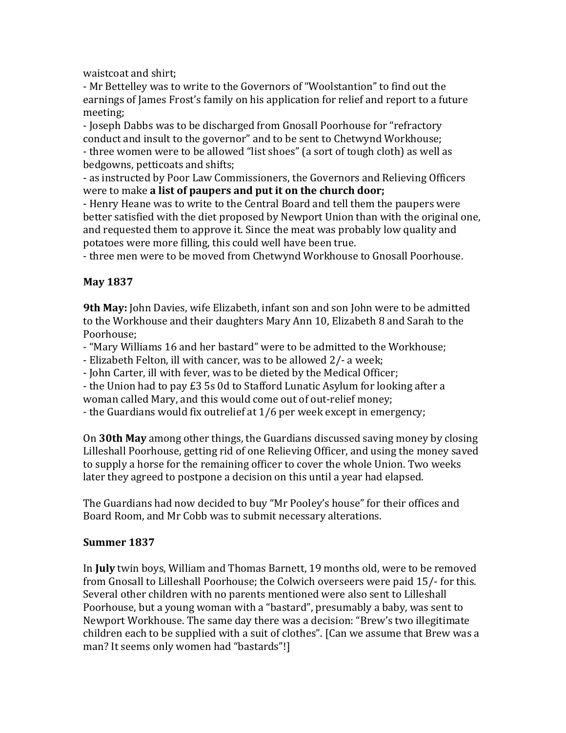waistcoat and shirt;

- Mr Bettelley was to write to the Governors of "Woolstantion" to find out the earnings of James Frost's family on his application for relief and report to a future meeting;
- Joseph Dabbs was to be discharged from Gnosall Poorhouse for "refractory conduct and insult to the governor" and to be sent to Chetwynd Workhouse;
- three women were to be allowed "list shoes" (a sort of tough cloth) as well as bedgowns, petticoats and shifts;
- as instructed by Poor Law Commissioners, the Governors and Relieving Officers were to make **a list of paupers and put it on the church door;**
- Henry Heane was to write to the Central Board and tell them the paupers were better satisfied with the diet proposed by Newport Union than with the original one, and requested them to approve it. Since the meat was probably low quality and potatoes were more filling, this could well have been true.
- three men were to be moved from Chetwynd Workhouse to Gnosall Poorhouse.

## May 1837

**9th May:** John Davies, wife Elizabeth, infant son and son John were to be admitted to the Workhouse and their daughters Mary Ann 10, Elizabeth 8 and Sarah to the Poorhouse;

- "Mary Williams 16 and her bastard" were to be admitted to the Workhouse;
- Elizabeth Felton, ill with cancer, was to be allowed 2/- a week;
- John Carter, ill with fever, was to be dieted by the Medical Officer;
- the Union had to pay £3 5s 0d to Stafford Lunatic Asylum for looking after a woman called Mary, and this would come out of out-relief money;
- the Guardians would fix outrelief at 1/6 per week except in emergency;

On **30th May** among other things, the Guardians discussed saving money by closing Lilleshall Poorhouse, getting rid of one Relieving Officer, and using the money saved to supply a horse for the remaining officer to cover the whole Union. Two weeks later they agreed to postpone a decision on this until a year had elapsed.

The Guardians had now decided to buy "Mr Pooley's house" for their offices and Board Room, and Mr Cobb was to submit necessary alterations.

## Summer 1837

In **July** twin boys, William and Thomas Barnett, 19 months old, were to be removed from Gnosall to Lilleshall Poorhouse; the Colwich overseers were paid 15/- for this. Several other children with no parents mentioned were also sent to Lilleshall Poorhouse, but a young woman with a "bastard", presumably a baby, was sent to Newport Workhouse. The same day there was a decision: "Brew's two illegitimate children each to be supplied with a suit of clothes". [Can we assume that Brew was a man? It seems only women had "bastards"!]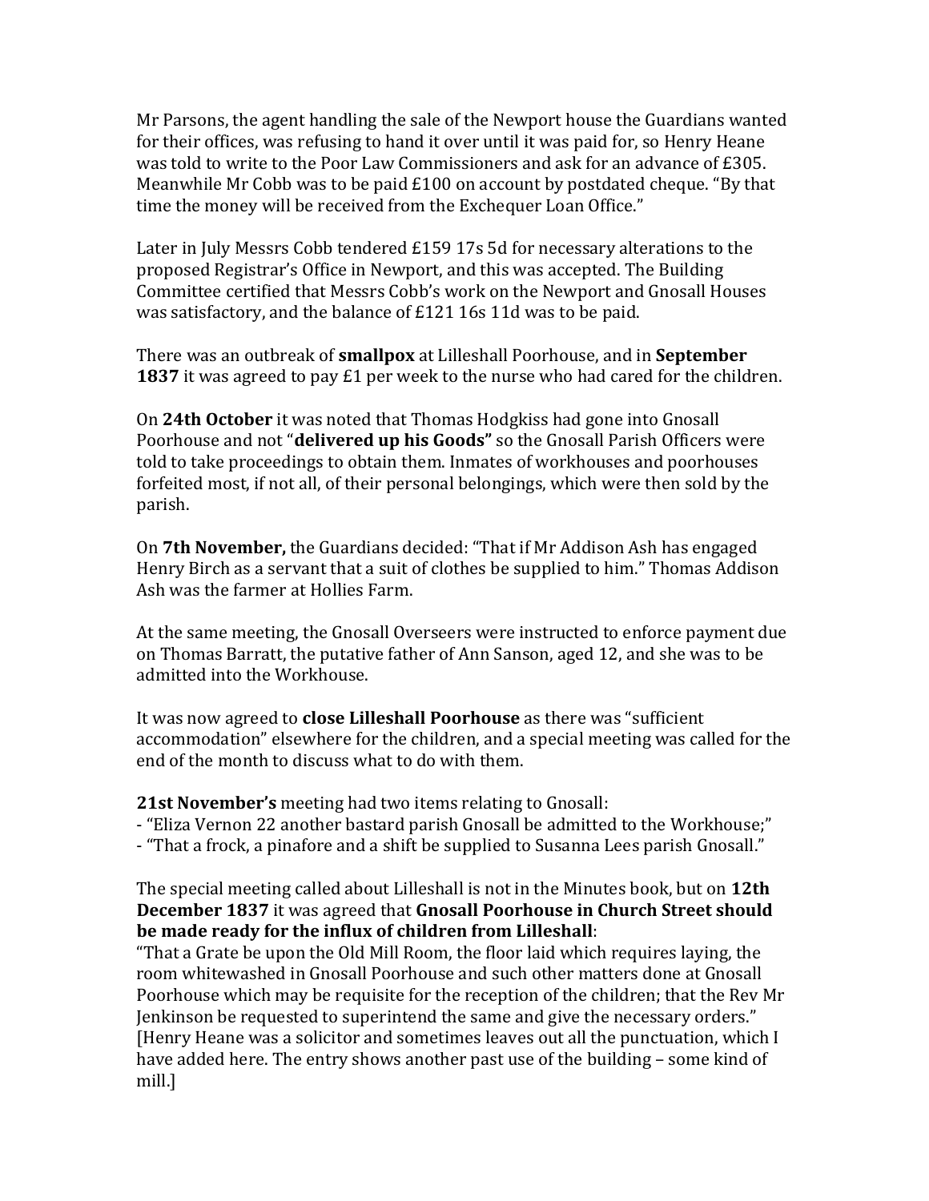Mr Parsons, the agent handling the sale of the Newport house the Guardians wanted for their offices, was refusing to hand it over until it was paid for, so Henry Heane was told to write to the Poor Law Commissioners and ask for an advance of £305. Meanwhile Mr Cobb was to be paid £100 on account by postdated cheque. "By that time the money will be received from the Exchequer Loan Office."

Later in July Messrs Cobb tendered £159 17s 5d for necessary alterations to the proposed Registrar's Office in Newport, and this was accepted. The Building Committee certified that Messrs Cobb's work on the Newport and Gnosall Houses was satisfactory, and the balance of £121 16s 11d was to be paid.

There was an outbreak of **smallpox** at Lilleshall Poorhouse, and in **September 1837** it was agreed to pay £1 per week to the nurse who had cared for the children.

On **24th October** it was noted that Thomas Hodgkiss had gone into Gnosall Poorhouse and not "**delivered up his Goods"** so the Gnosall Parish Officers were told to take proceedings to obtain them. Inmates of workhouses and poorhouses forfeited most, if not all, of their personal belongings, which were then sold by the parish.

On **7th November,** the Guardians decided: "That if Mr Addison Ash has engaged Henry Birch as a servant that a suit of clothes be supplied to him." Thomas Addison Ash was the farmer at Hollies Farm.

At the same meeting, the Gnosall Overseers were instructed to enforce payment due on Thomas Barratt, the putative father of Ann Sanson, aged 12, and she was to be admitted into the Workhouse.

It was now agreed to **close Lilleshall Poorhouse** as there was "sufficient accommodation" elsewhere for the children, and a special meeting was called for the end of the month to discuss what to do with them.

**21st November's** meeting had two items relating to Gnosall:
- "Eliza Vernon 22 another bastard parish Gnosall be admitted to the Workhouse;"
- "That a frock, a pinafore and a shift be supplied to Susanna Lees parish Gnosall."

The special meeting called about Lilleshall is not in the Minutes book, but on **12th December 1837** it was agreed that **Gnosall Poorhouse in Church Street should be made ready for the influx of children from Lilleshall**:
"That a Grate be upon the Old Mill Room, the floor laid which requires laying, the room whitewashed in Gnosall Poorhouse and such other matters done at Gnosall Poorhouse which may be requisite for the reception of the children; that the Rev Mr Jenkinson be requested to superintend the same and give the necessary orders."
[Henry Heane was a solicitor and sometimes leaves out all the punctuation, which I have added here. The entry shows another past use of the building – some kind of mill.]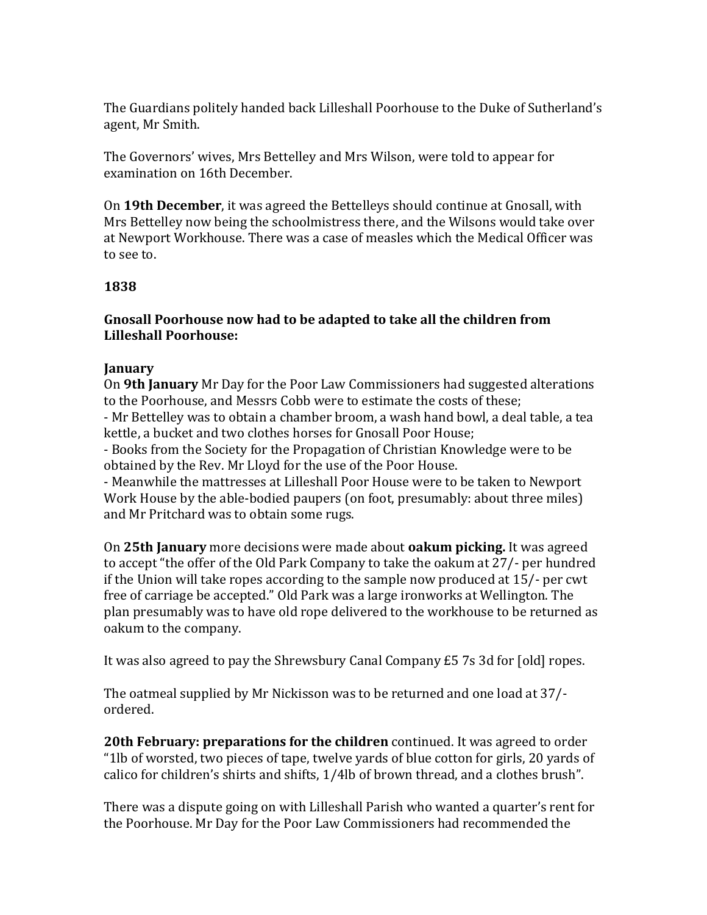The Guardians politely handed back Lilleshall Poorhouse to the Duke of Sutherland's agent, Mr Smith.

The Governors' wives, Mrs Bettelley and Mrs Wilson, were told to appear for examination on 16th December.

On **19th December**, it was agreed the Bettelleys should continue at Gnosall, with Mrs Bettelley now being the schoolmistress there, and the Wilsons would take over at Newport Workhouse. There was a case of measles which the Medical Officer was to see to.

**1838**

**Gnosall Poorhouse now had to be adapted to take all the children from Lilleshall Poorhouse:**

**January**

On **9th January** Mr Day for the Poor Law Commissioners had suggested alterations to the Poorhouse, and Messrs Cobb were to estimate the costs of these;

- Mr Bettelley was to obtain a chamber broom, a wash hand bowl, a deal table, a tea kettle, a bucket and two clothes horses for Gnosall Poor House;
- Books from the Society for the Propagation of Christian Knowledge were to be obtained by the Rev. Mr Lloyd for the use of the Poor House.
- Meanwhile the mattresses at Lilleshall Poor House were to be taken to Newport Work House by the able-bodied paupers (on foot, presumably: about three miles) and Mr Pritchard was to obtain some rugs.

On **25th January** more decisions were made about **oakum picking.** It was agreed to accept "the offer of the Old Park Company to take the oakum at 27/- per hundred if the Union will take ropes according to the sample now produced at 15/- per cwt free of carriage be accepted." Old Park was a large ironworks at Wellington. The plan presumably was to have old rope delivered to the workhouse to be returned as oakum to the company.

It was also agreed to pay the Shrewsbury Canal Company £5 7s 3d for [old] ropes.

The oatmeal supplied by Mr Nickisson was to be returned and one load at 37/- ordered.

**20th February: preparations for the children** continued. It was agreed to order "1lb of worsted, two pieces of tape, twelve yards of blue cotton for girls, 20 yards of calico for children's shirts and shifts, 1/4lb of brown thread, and a clothes brush".

There was a dispute going on with Lilleshall Parish who wanted a quarter's rent for the Poorhouse. Mr Day for the Poor Law Commissioners had recommended the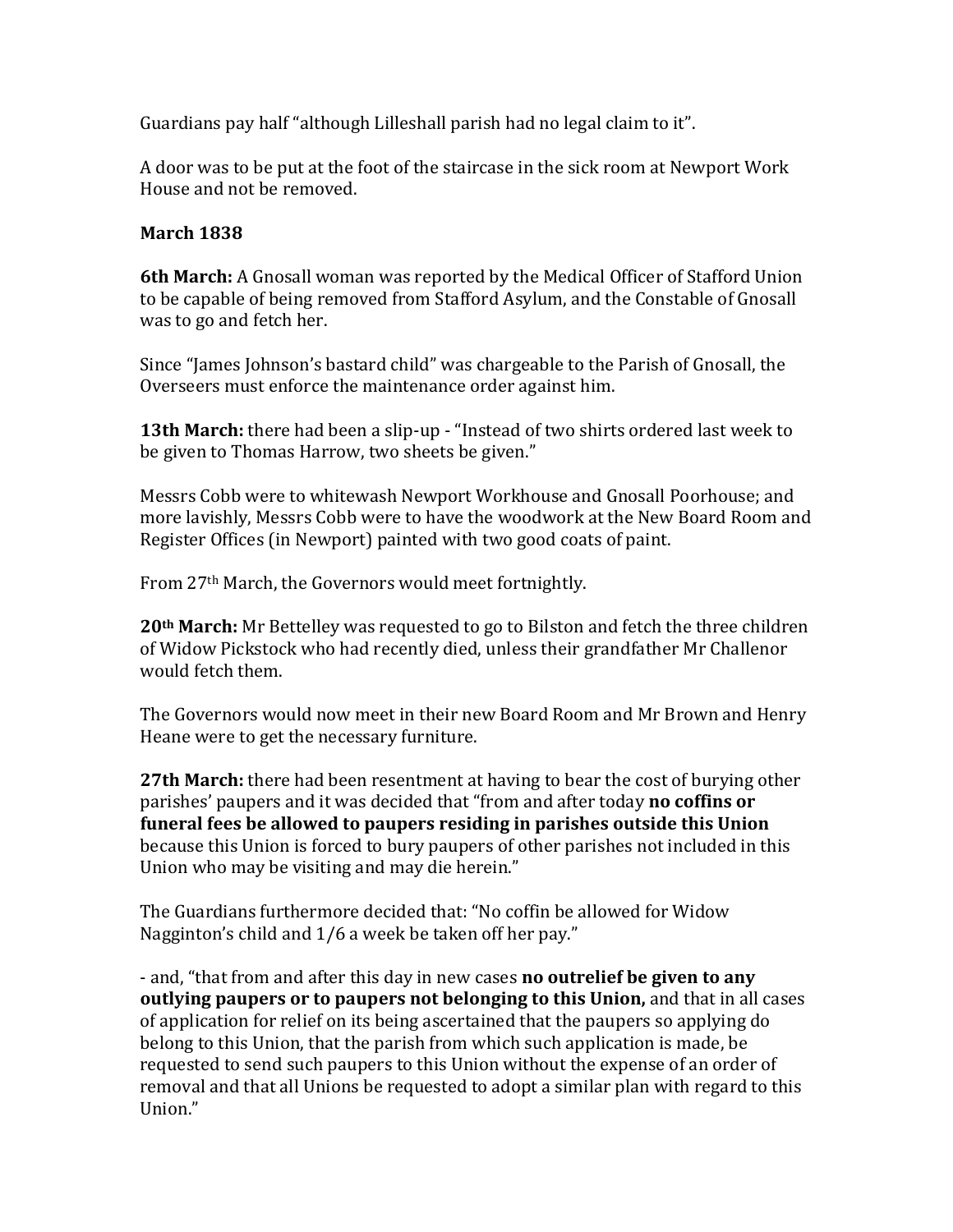Guardians pay half "although Lilleshall parish had no legal claim to it".

A door was to be put at the foot of the staircase in the sick room at Newport Work House and not be removed.

**March 1838**

**6th March:** A Gnosall woman was reported by the Medical Officer of Stafford Union to be capable of being removed from Stafford Asylum, and the Constable of Gnosall was to go and fetch her.

Since "James Johnson's bastard child" was chargeable to the Parish of Gnosall, the Overseers must enforce the maintenance order against him.

**13th March:** there had been a slip-up - "Instead of two shirts ordered last week to be given to Thomas Harrow, two sheets be given."

Messrs Cobb were to whitewash Newport Workhouse and Gnosall Poorhouse; and more lavishly, Messrs Cobb were to have the woodwork at the New Board Room and Register Offices (in Newport) painted with two good coats of paint.

From 27th March, the Governors would meet fortnightly.

**20th March:** Mr Bettelley was requested to go to Bilston and fetch the three children of Widow Pickstock who had recently died, unless their grandfather Mr Challenor would fetch them.

The Governors would now meet in their new Board Room and Mr Brown and Henry Heane were to get the necessary furniture.

**27th March:** there had been resentment at having to bear the cost of burying other parishes' paupers and it was decided that "from and after today **no coffins or funeral fees be allowed to paupers residing in parishes outside this Union** because this Union is forced to bury paupers of other parishes not included in this Union who may be visiting and may die herein."

The Guardians furthermore decided that: "No coffin be allowed for Widow Nagginton's child and 1/6 a week be taken off her pay."

- and, "that from and after this day in new cases **no outrelief be given to any outlying paupers or to paupers not belonging to this Union,** and that in all cases of application for relief on its being ascertained that the paupers so applying do belong to this Union, that the parish from which such application is made, be requested to send such paupers to this Union without the expense of an order of removal and that all Unions be requested to adopt a similar plan with regard to this Union."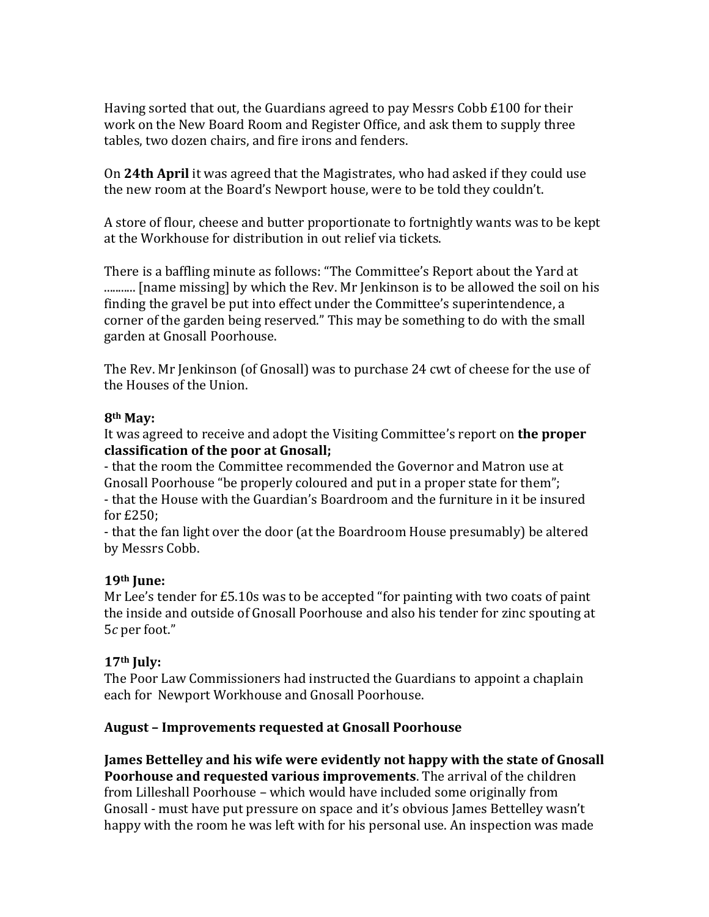Having sorted that out, the Guardians agreed to pay Messrs Cobb £100 for their work on the New Board Room and Register Office, and ask them to supply three tables, two dozen chairs, and fire irons and fenders.

On **24th April** it was agreed that the Magistrates, who had asked if they could use the new room at the Board's Newport house, were to be told they couldn't.

A store of flour, cheese and butter proportionate to fortnightly wants was to be kept at the Workhouse for distribution in out relief via tickets.

There is a baffling minute as follows: "The Committee's Report about the Yard at ........... [name missing] by which the Rev. Mr Jenkinson is to be allowed the soil on his finding the gravel be put into effect under the Committee's superintendence, a corner of the garden being reserved." This may be something to do with the small garden at Gnosall Poorhouse.

The Rev. Mr Jenkinson (of Gnosall) was to purchase 24 cwt of cheese for the use of the Houses of the Union.

**8th May:**
It was agreed to receive and adopt the Visiting Committee's report on **the proper classification of the poor at Gnosall;**
- that the room the Committee recommended the Governor and Matron use at Gnosall Poorhouse "be properly coloured and put in a proper state for them";
- that the House with the Guardian's Boardroom and the furniture in it be insured for £250;
- that the fan light over the door (at the Boardroom House presumably) be altered by Messrs Cobb.

**19th June:**
Mr Lee's tender for £5.10s was to be accepted "for painting with two coats of paint the inside and outside of Gnosall Poorhouse and also his tender for zinc spouting at 5*c* per foot."

**17th July:**
The Poor Law Commissioners had instructed the Guardians to appoint a chaplain each for Newport Workhouse and Gnosall Poorhouse.

**August – Improvements requested at Gnosall Poorhouse**

**James Bettelley and his wife were evidently not happy with the state of Gnosall Poorhouse and requested various improvements**. The arrival of the children from Lilleshall Poorhouse – which would have included some originally from Gnosall - must have put pressure on space and it's obvious James Bettelley wasn't happy with the room he was left with for his personal use. An inspection was made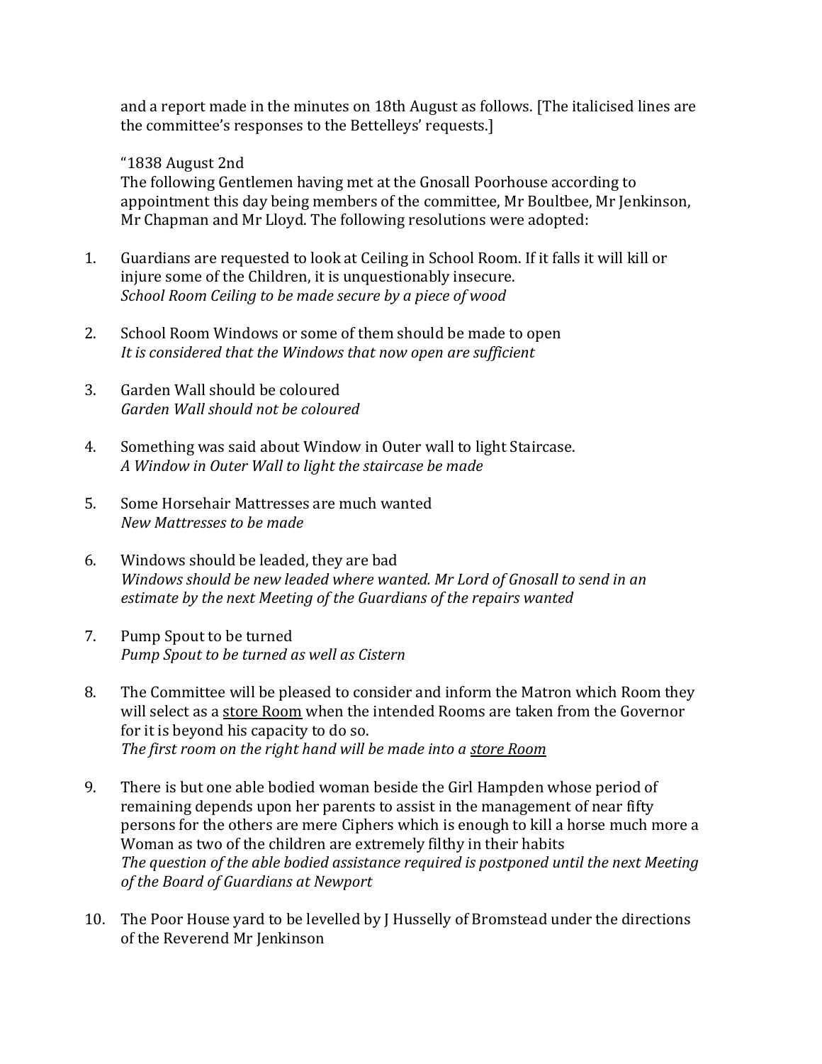and a report made in the minutes on 18th August as follows. [The italicised lines are the committee's responses to the Bettelleys' requests.]

"1838 August 2nd
The following Gentlemen having met at the Gnosall Poorhouse according to appointment this day being members of the committee, Mr Boultbee, Mr Jenkinson, Mr Chapman and Mr Lloyd. The following resolutions were adopted:

1. Guardians are requested to look at Ceiling in School Room. If it falls it will kill or injure some of the Children, it is unquestionably insecure.
   *School Room Ceiling to be made secure by a piece of wood*

2. School Room Windows or some of them should be made to open
   *It is considered that the Windows that now open are sufficient*

3. Garden Wall should be coloured
   *Garden Wall should not be coloured*

4. Something was said about Window in Outer wall to light Staircase.
   *A Window in Outer Wall to light the staircase be made*

5. Some Horsehair Mattresses are much wanted
   *New Mattresses to be made*

6. Windows should be leaded, they are bad
   *Windows should be new leaded where wanted. Mr Lord of Gnosall to send in an estimate by the next Meeting of the Guardians of the repairs wanted*

7. Pump Spout to be turned
   *Pump Spout to be turned as well as Cistern*

8. The Committee will be pleased to consider and inform the Matron which Room they will select as a <u>store Room</u> when the intended Rooms are taken from the Governor for it is beyond his capacity to do so.
   *The first room on the right hand will be made into a <u>store Room</u>*

9. There is but one able bodied woman beside the Girl Hampden whose period of remaining depends upon her parents to assist in the management of near fifty persons for the others are mere Ciphers which is enough to kill a horse much more a Woman as two of the children are extremely filthy in their habits
   *The question of the able bodied assistance required is postponed until the next Meeting of the Board of Guardians at Newport*

10. The Poor House yard to be levelled by J Husselly of Bromstead under the directions of the Reverend Mr Jenkinson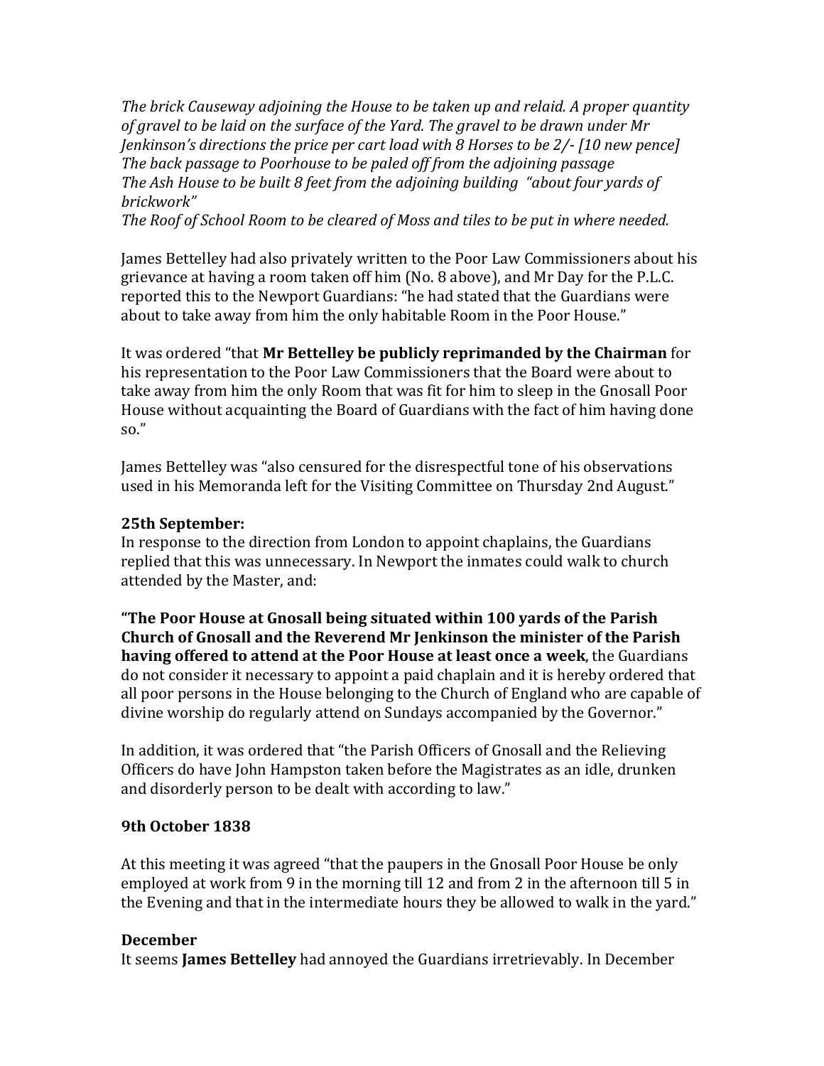*The brick Causeway adjoining the House to be taken up and relaid. A proper quantity of gravel to be laid on the surface of the Yard. The gravel to be drawn under Mr Jenkinson's directions the price per cart load with 8 Horses to be 2/- [10 new pence]*
*The back passage to Poorhouse to be paled off from the adjoining passage*
*The Ash House to be built 8 feet from the adjoining building "about four yards of brickwork"*
*The Roof of School Room to be cleared of Moss and tiles to be put in where needed.*

James Bettelley had also privately written to the Poor Law Commissioners about his grievance at having a room taken off him (No. 8 above), and Mr Day for the P.L.C. reported this to the Newport Guardians: "he had stated that the Guardians were about to take away from him the only habitable Room in the Poor House."

It was ordered "that **Mr Bettelley be publicly reprimanded by the Chairman** for his representation to the Poor Law Commissioners that the Board were about to take away from him the only Room that was fit for him to sleep in the Gnosall Poor House without acquainting the Board of Guardians with the fact of him having done so."

James Bettelley was "also censured for the disrespectful tone of his observations used in his Memoranda left for the Visiting Committee on Thursday 2nd August."

**25th September:**
In response to the direction from London to appoint chaplains, the Guardians replied that this was unnecessary. In Newport the inmates could walk to church attended by the Master, and:

**"The Poor House at Gnosall being situated within 100 yards of the Parish Church of Gnosall and the Reverend Mr Jenkinson the minister of the Parish having offered to attend at the Poor House at least once a week**, the Guardians do not consider it necessary to appoint a paid chaplain and it is hereby ordered that all poor persons in the House belonging to the Church of England who are capable of divine worship do regularly attend on Sundays accompanied by the Governor."

In addition, it was ordered that "the Parish Officers of Gnosall and the Relieving Officers do have John Hampston taken before the Magistrates as an idle, drunken and disorderly person to be dealt with according to law."

**9th October 1838**

At this meeting it was agreed "that the paupers in the Gnosall Poor House be only employed at work from 9 in the morning till 12 and from 2 in the afternoon till 5 in the Evening and that in the intermediate hours they be allowed to walk in the yard."

**December**
It seems **James Bettelley** had annoyed the Guardians irretrievably. In December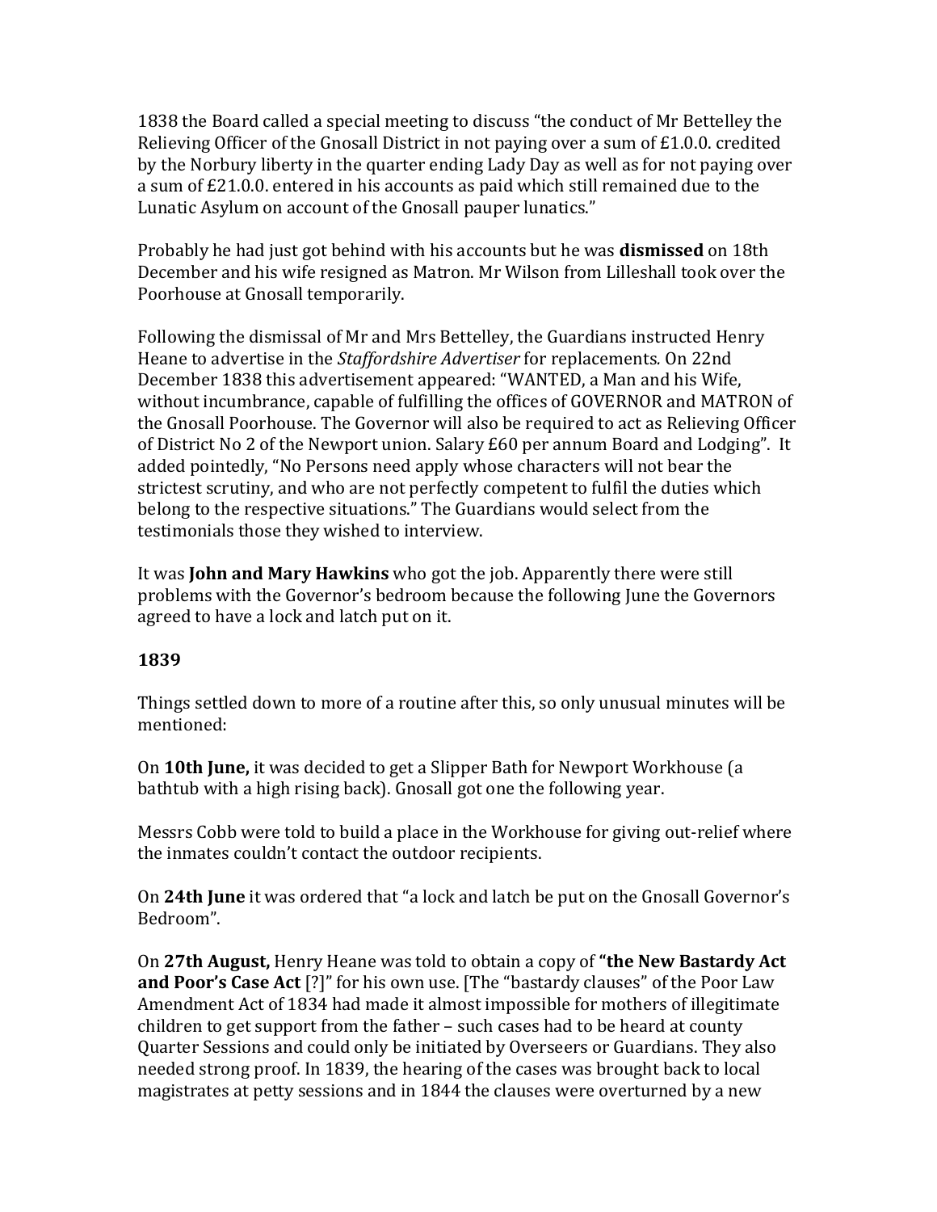1838 the Board called a special meeting to discuss "the conduct of Mr Bettelley the Relieving Officer of the Gnosall District in not paying over a sum of £1.0.0. credited by the Norbury liberty in the quarter ending Lady Day as well as for not paying over a sum of £21.0.0. entered in his accounts as paid which still remained due to the Lunatic Asylum on account of the Gnosall pauper lunatics."

Probably he had just got behind with his accounts but he was **dismissed** on 18th December and his wife resigned as Matron. Mr Wilson from Lilleshall took over the Poorhouse at Gnosall temporarily.

Following the dismissal of Mr and Mrs Bettelley, the Guardians instructed Henry Heane to advertise in the *Staffordshire Advertiser* for replacements. On 22nd December 1838 this advertisement appeared: "WANTED, a Man and his Wife, without incumbrance, capable of fulfilling the offices of GOVERNOR and MATRON of the Gnosall Poorhouse. The Governor will also be required to act as Relieving Officer of District No 2 of the Newport union. Salary £60 per annum Board and Lodging". It added pointedly, "No Persons need apply whose characters will not bear the strictest scrutiny, and who are not perfectly competent to fulfil the duties which belong to the respective situations." The Guardians would select from the testimonials those they wished to interview.

It was **John and Mary Hawkins** who got the job. Apparently there were still problems with the Governor's bedroom because the following June the Governors agreed to have a lock and latch put on it.

**1839**

Things settled down to more of a routine after this, so only unusual minutes will be mentioned:

On **10th June,** it was decided to get a Slipper Bath for Newport Workhouse (a bathtub with a high rising back). Gnosall got one the following year.

Messrs Cobb were told to build a place in the Workhouse for giving out-relief where the inmates couldn't contact the outdoor recipients.

On **24th June** it was ordered that "a lock and latch be put on the Gnosall Governor's Bedroom".

On **27th August,** Henry Heane was told to obtain a copy of **"the New Bastardy Act and Poor's Case Act** [?]" for his own use. [The "bastardy clauses" of the Poor Law Amendment Act of 1834 had made it almost impossible for mothers of illegitimate children to get support from the father – such cases had to be heard at county Quarter Sessions and could only be initiated by Overseers or Guardians. They also needed strong proof. In 1839, the hearing of the cases was brought back to local magistrates at petty sessions and in 1844 the clauses were overturned by a new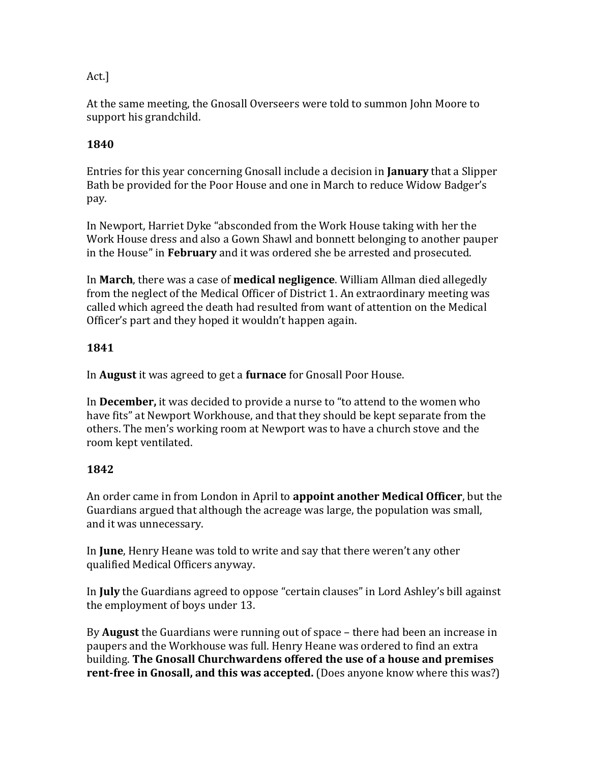Act.]

At the same meeting, the Gnosall Overseers were told to summon John Moore to support his grandchild.

**1840**

Entries for this year concerning Gnosall include a decision in **January** that a Slipper Bath be provided for the Poor House and one in March to reduce Widow Badger's pay.

In Newport, Harriet Dyke "absconded from the Work House taking with her the Work House dress and also a Gown Shawl and bonnett belonging to another pauper in the House" in **February** and it was ordered she be arrested and prosecuted.

In **March**, there was a case of **medical negligence**. William Allman died allegedly from the neglect of the Medical Officer of District 1. An extraordinary meeting was called which agreed the death had resulted from want of attention on the Medical Officer's part and they hoped it wouldn't happen again.

**1841**

In **August** it was agreed to get a **furnace** for Gnosall Poor House.

In **December,** it was decided to provide a nurse to "to attend to the women who have fits" at Newport Workhouse, and that they should be kept separate from the others. The men's working room at Newport was to have a church stove and the room kept ventilated.

**1842**

An order came in from London in April to **appoint another Medical Officer**, but the Guardians argued that although the acreage was large, the population was small, and it was unnecessary.

In **June**, Henry Heane was told to write and say that there weren't any other qualified Medical Officers anyway.

In **July** the Guardians agreed to oppose "certain clauses" in Lord Ashley's bill against the employment of boys under 13.

By **August** the Guardians were running out of space – there had been an increase in paupers and the Workhouse was full. Henry Heane was ordered to find an extra building. **The Gnosall Churchwardens offered the use of a house and premises rent-free in Gnosall, and this was accepted.** (Does anyone know where this was?)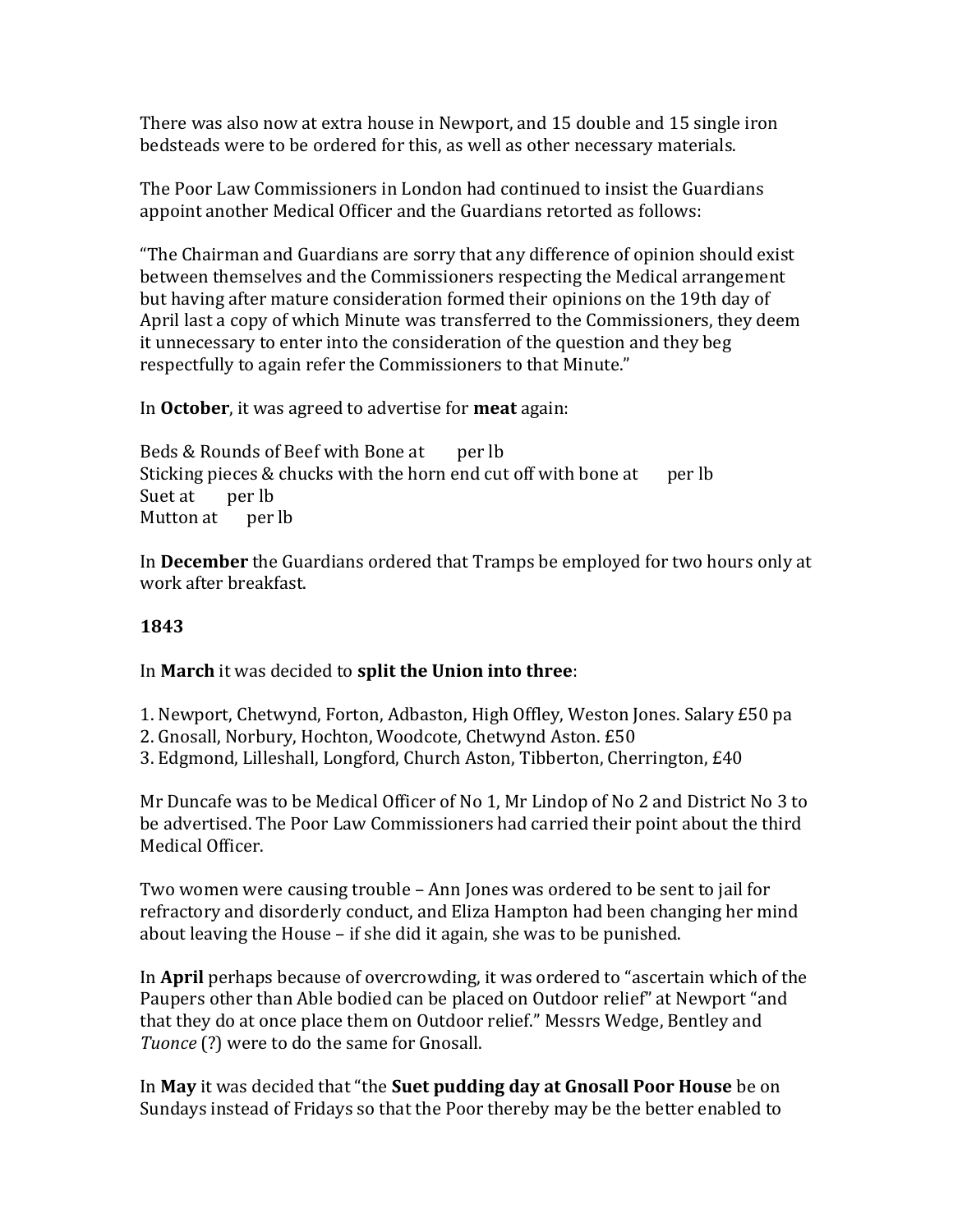There was also now at extra house in Newport, and 15 double and 15 single iron bedsteads were to be ordered for this, as well as other necessary materials.

The Poor Law Commissioners in London had continued to insist the Guardians appoint another Medical Officer and the Guardians retorted as follows:

"The Chairman and Guardians are sorry that any difference of opinion should exist between themselves and the Commissioners respecting the Medical arrangement but having after mature consideration formed their opinions on the 19th day of April last a copy of which Minute was transferred to the Commissioners, they deem it unnecessary to enter into the consideration of the question and they beg respectfully to again refer the Commissioners to that Minute."

In **October**, it was agreed to advertise for **meat** again:

Beds & Rounds of Beef with Bone at     per lb
Sticking pieces & chucks with the horn end cut off with bone at     per lb
Suet at     per lb
Mutton at     per lb

In **December** the Guardians ordered that Tramps be employed for two hours only at work after breakfast.

**1843**

In **March** it was decided to **split the Union into three**:

1. Newport, Chetwynd, Forton, Adbaston, High Offley, Weston Jones. Salary £50 pa
2. Gnosall, Norbury, Hochton, Woodcote, Chetwynd Aston. £50
3. Edgmond, Lilleshall, Longford, Church Aston, Tibberton, Cherrington, £40

Mr Duncafe was to be Medical Officer of No 1, Mr Lindop of No 2 and District No 3 to be advertised. The Poor Law Commissioners had carried their point about the third Medical Officer.

Two women were causing trouble – Ann Jones was ordered to be sent to jail for refractory and disorderly conduct, and Eliza Hampton had been changing her mind about leaving the House – if she did it again, she was to be punished.

In **April** perhaps because of overcrowding, it was ordered to "ascertain which of the Paupers other than Able bodied can be placed on Outdoor relief" at Newport "and that they do at once place them on Outdoor relief." Messrs Wedge, Bentley and *Tuonce* (?) were to do the same for Gnosall.

In **May** it was decided that "the **Suet pudding day at Gnosall Poor House** be on Sundays instead of Fridays so that the Poor thereby may be the better enabled to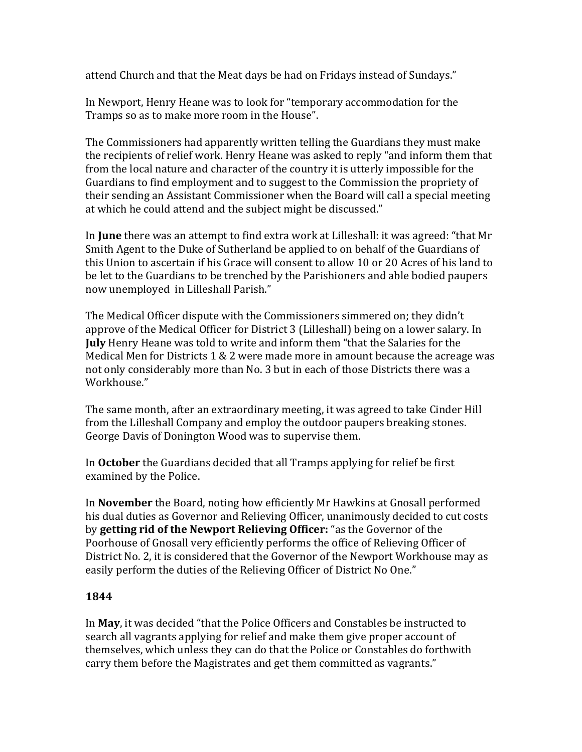attend Church and that the Meat days be had on Fridays instead of Sundays."

In Newport, Henry Heane was to look for "temporary accommodation for the Tramps so as to make more room in the House".

The Commissioners had apparently written telling the Guardians they must make the recipients of relief work. Henry Heane was asked to reply "and inform them that from the local nature and character of the country it is utterly impossible for the Guardians to find employment and to suggest to the Commission the propriety of their sending an Assistant Commissioner when the Board will call a special meeting at which he could attend and the subject might be discussed."

In **June** there was an attempt to find extra work at Lilleshall: it was agreed: "that Mr Smith Agent to the Duke of Sutherland be applied to on behalf of the Guardians of this Union to ascertain if his Grace will consent to allow 10 or 20 Acres of his land to be let to the Guardians to be trenched by the Parishioners and able bodied paupers now unemployed in Lilleshall Parish."

The Medical Officer dispute with the Commissioners simmered on; they didn't approve of the Medical Officer for District 3 (Lilleshall) being on a lower salary. In **July** Henry Heane was told to write and inform them "that the Salaries for the Medical Men for Districts 1 & 2 were made more in amount because the acreage was not only considerably more than No. 3 but in each of those Districts there was a Workhouse."

The same month, after an extraordinary meeting, it was agreed to take Cinder Hill from the Lilleshall Company and employ the outdoor paupers breaking stones. George Davis of Donington Wood was to supervise them.

In **October** the Guardians decided that all Tramps applying for relief be first examined by the Police.

In **November** the Board, noting how efficiently Mr Hawkins at Gnosall performed his dual duties as Governor and Relieving Officer, unanimously decided to cut costs by **getting rid of the Newport Relieving Officer:** "as the Governor of the Poorhouse of Gnosall very efficiently performs the office of Relieving Officer of District No. 2, it is considered that the Governor of the Newport Workhouse may as easily perform the duties of the Relieving Officer of District No One."

**1844**

In **May**, it was decided "that the Police Officers and Constables be instructed to search all vagrants applying for relief and make them give proper account of themselves, which unless they can do that the Police or Constables do forthwith carry them before the Magistrates and get them committed as vagrants."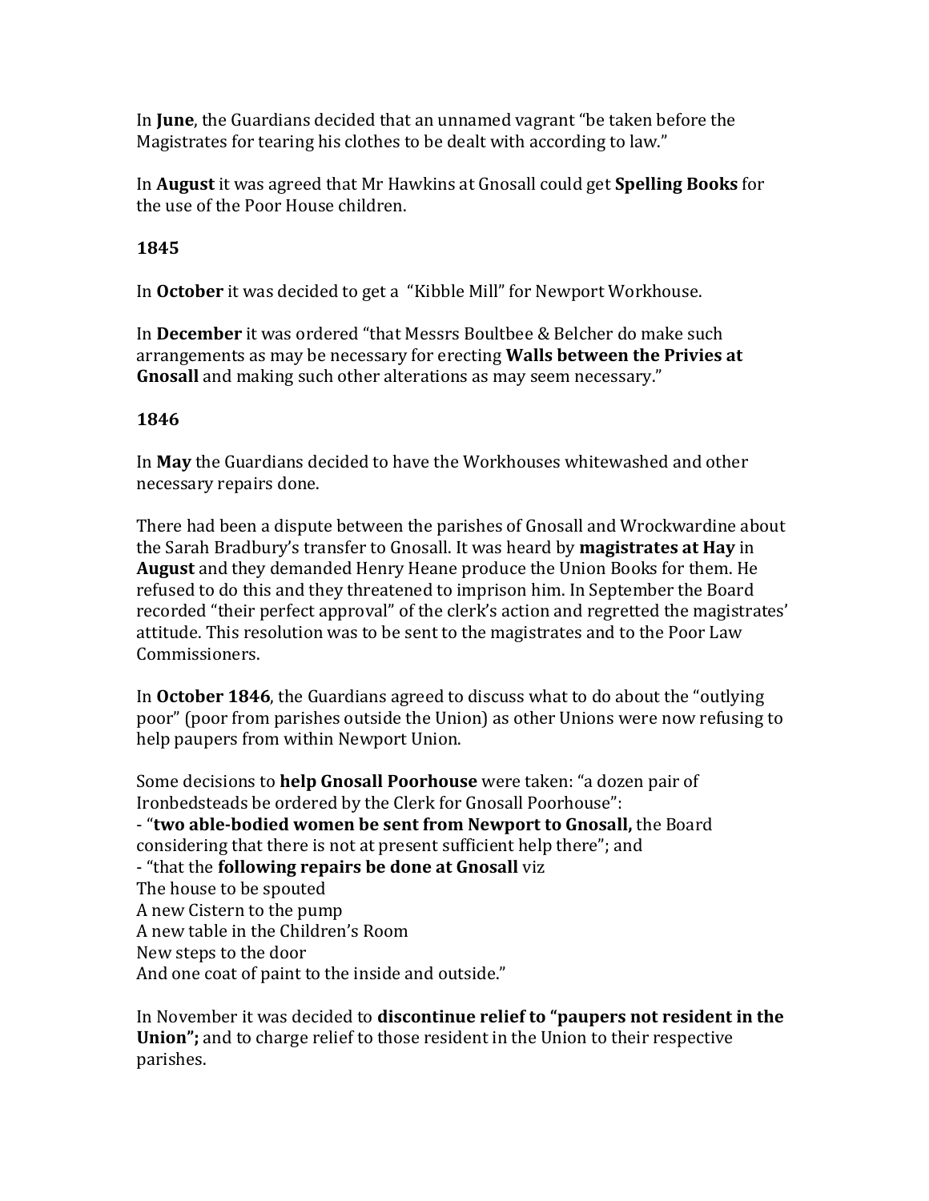In **June**, the Guardians decided that an unnamed vagrant "be taken before the Magistrates for tearing his clothes to be dealt with according to law."

In **August** it was agreed that Mr Hawkins at Gnosall could get **Spelling Books** for the use of the Poor House children.

**1845**

In **October** it was decided to get a "Kibble Mill" for Newport Workhouse.

In **December** it was ordered "that Messrs Boultbee & Belcher do make such arrangements as may be necessary for erecting **Walls between the Privies at Gnosall** and making such other alterations as may seem necessary."

**1846**

In **May** the Guardians decided to have the Workhouses whitewashed and other necessary repairs done.

There had been a dispute between the parishes of Gnosall and Wrockwardine about the Sarah Bradbury's transfer to Gnosall. It was heard by **magistrates at Hay** in **August** and they demanded Henry Heane produce the Union Books for them. He refused to do this and they threatened to imprison him. In September the Board recorded "their perfect approval" of the clerk's action and regretted the magistrates' attitude. This resolution was to be sent to the magistrates and to the Poor Law Commissioners.

In **October 1846**, the Guardians agreed to discuss what to do about the "outlying poor" (poor from parishes outside the Union) as other Unions were now refusing to help paupers from within Newport Union.

Some decisions to **help Gnosall Poorhouse** were taken: "a dozen pair of Ironbedsteads be ordered by the Clerk for Gnosall Poorhouse":
- "**two able-bodied women be sent from Newport to Gnosall,** the Board considering that there is not at present sufficient help there"; and
- "that the **following repairs be done at Gnosall** viz
The house to be spouted
A new Cistern to the pump
A new table in the Children's Room
New steps to the door
And one coat of paint to the inside and outside."

In November it was decided to **discontinue relief to "paupers not resident in the Union";** and to charge relief to those resident in the Union to their respective parishes.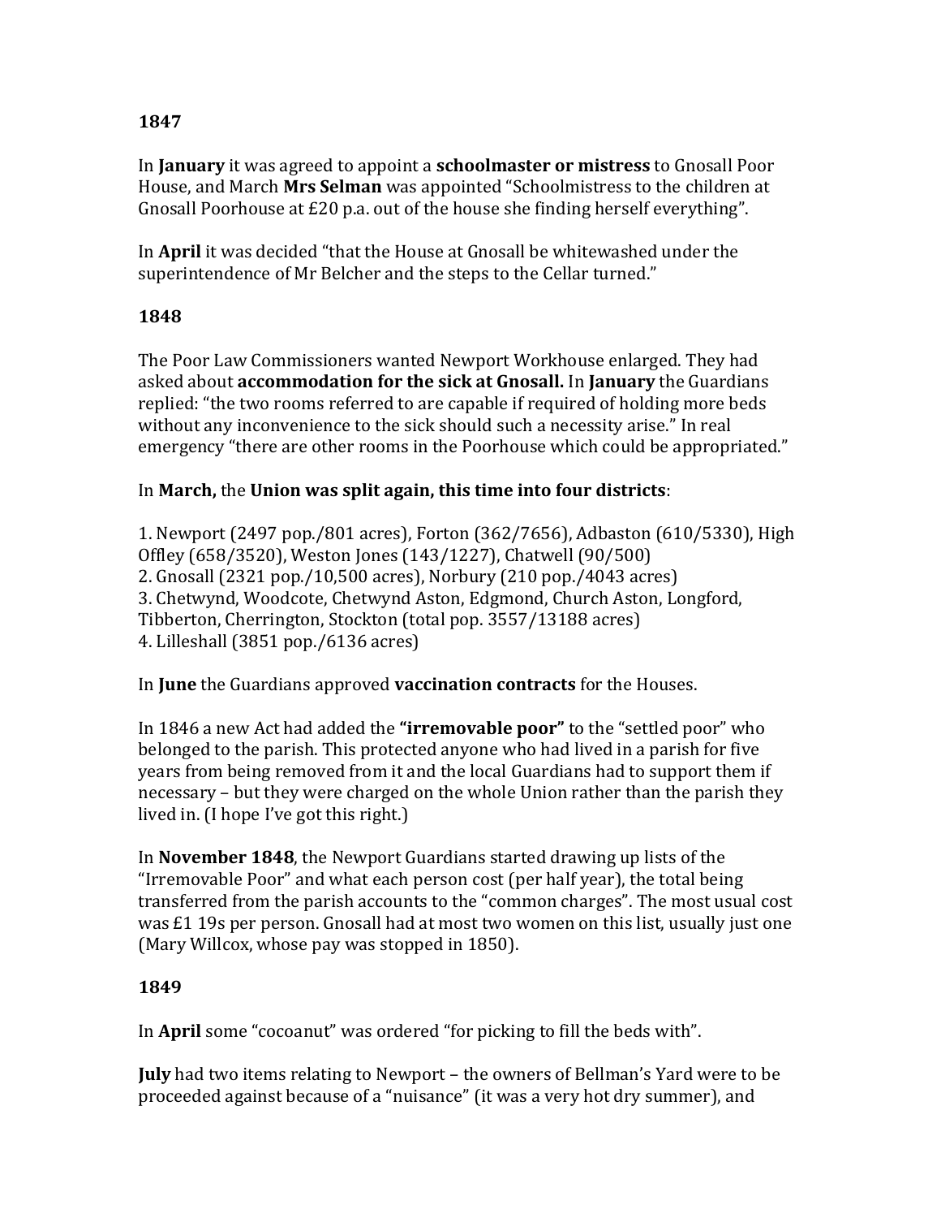**1847**

In **January** it was agreed to appoint a **schoolmaster or mistress** to Gnosall Poor House, and March **Mrs Selman** was appointed "Schoolmistress to the children at Gnosall Poorhouse at £20 p.a. out of the house she finding herself everything".

In **April** it was decided "that the House at Gnosall be whitewashed under the superintendence of Mr Belcher and the steps to the Cellar turned."

**1848**

The Poor Law Commissioners wanted Newport Workhouse enlarged. They had asked about **accommodation for the sick at Gnosall.** In **January** the Guardians replied: "the two rooms referred to are capable if required of holding more beds without any inconvenience to the sick should such a necessity arise." In real emergency "there are other rooms in the Poorhouse which could be appropriated."

In **March,** the **Union was split again, this time into four districts**:

1. Newport (2497 pop./801 acres), Forton (362/7656), Adbaston (610/5330), High Offley (658/3520), Weston Jones (143/1227), Chatwell (90/500)
2. Gnosall (2321 pop./10,500 acres), Norbury (210 pop./4043 acres)
3. Chetwynd, Woodcote, Chetwynd Aston, Edgmond, Church Aston, Longford, Tibberton, Cherrington, Stockton (total pop. 3557/13188 acres)
4. Lilleshall (3851 pop./6136 acres)

In **June** the Guardians approved **vaccination contracts** for the Houses.

In 1846 a new Act had added the **"irremovable poor"** to the "settled poor" who belonged to the parish. This protected anyone who had lived in a parish for five years from being removed from it and the local Guardians had to support them if necessary – but they were charged on the whole Union rather than the parish they lived in. (I hope I've got this right.)

In **November 1848**, the Newport Guardians started drawing up lists of the "Irremovable Poor" and what each person cost (per half year), the total being transferred from the parish accounts to the "common charges". The most usual cost was £1 19s per person. Gnosall had at most two women on this list, usually just one (Mary Willcox, whose pay was stopped in 1850).

**1849**

In **April** some "cocoanut" was ordered "for picking to fill the beds with".

**July** had two items relating to Newport – the owners of Bellman's Yard were to be proceeded against because of a "nuisance" (it was a very hot dry summer), and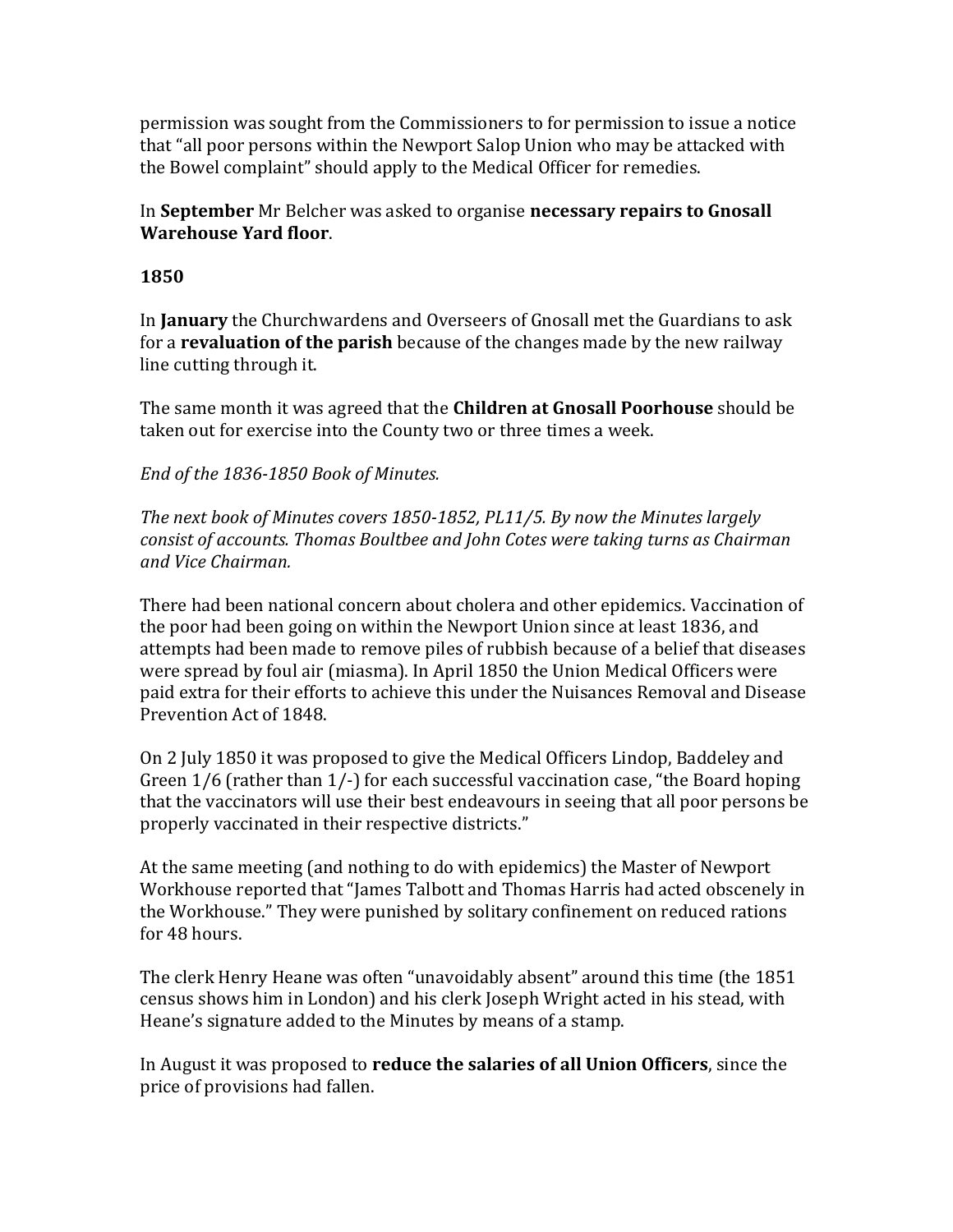permission was sought from the Commissioners to for permission to issue a notice that "all poor persons within the Newport Salop Union who may be attacked with the Bowel complaint" should apply to the Medical Officer for remedies.

In **September** Mr Belcher was asked to organise **necessary repairs to Gnosall Warehouse Yard floor**.

**1850**

In **January** the Churchwardens and Overseers of Gnosall met the Guardians to ask for a **revaluation of the parish** because of the changes made by the new railway line cutting through it.

The same month it was agreed that the **Children at Gnosall Poorhouse** should be taken out for exercise into the County two or three times a week.

*End of the 1836-1850 Book of Minutes.*

*The next book of Minutes covers 1850-1852, PL11/5. By now the Minutes largely consist of accounts. Thomas Boultbee and John Cotes were taking turns as Chairman and Vice Chairman.*

There had been national concern about cholera and other epidemics. Vaccination of the poor had been going on within the Newport Union since at least 1836, and attempts had been made to remove piles of rubbish because of a belief that diseases were spread by foul air (miasma). In April 1850 the Union Medical Officers were paid extra for their efforts to achieve this under the Nuisances Removal and Disease Prevention Act of 1848.

On 2 July 1850 it was proposed to give the Medical Officers Lindop, Baddeley and Green 1/6 (rather than 1/-) for each successful vaccination case, "the Board hoping that the vaccinators will use their best endeavours in seeing that all poor persons be properly vaccinated in their respective districts."

At the same meeting (and nothing to do with epidemics) the Master of Newport Workhouse reported that "James Talbott and Thomas Harris had acted obscenely in the Workhouse." They were punished by solitary confinement on reduced rations for 48 hours.

The clerk Henry Heane was often "unavoidably absent" around this time (the 1851 census shows him in London) and his clerk Joseph Wright acted in his stead, with Heane's signature added to the Minutes by means of a stamp.

In August it was proposed to **reduce the salaries of all Union Officers**, since the price of provisions had fallen.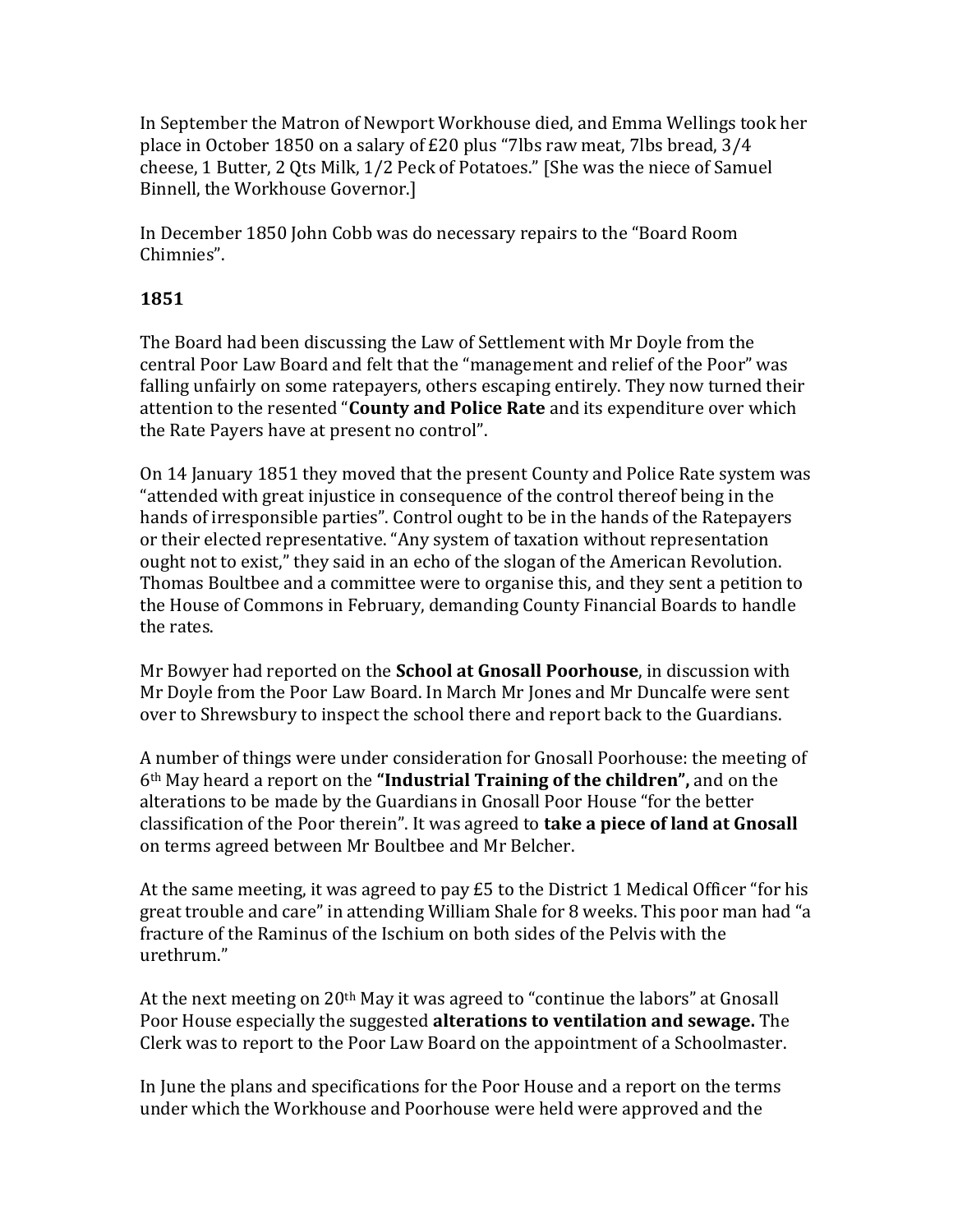In September the Matron of Newport Workhouse died, and Emma Wellings took her place in October 1850 on a salary of £20 plus "7lbs raw meat, 7lbs bread, 3/4 cheese, 1 Butter, 2 Qts Milk, 1/2 Peck of Potatoes." [She was the niece of Samuel Binnell, the Workhouse Governor.]

In December 1850 John Cobb was do necessary repairs to the "Board Room Chimnies".

**1851**

The Board had been discussing the Law of Settlement with Mr Doyle from the central Poor Law Board and felt that the "management and relief of the Poor" was falling unfairly on some ratepayers, others escaping entirely. They now turned their attention to the resented "**County and Police Rate** and its expenditure over which the Rate Payers have at present no control".

On 14 January 1851 they moved that the present County and Police Rate system was "attended with great injustice in consequence of the control thereof being in the hands of irresponsible parties". Control ought to be in the hands of the Ratepayers or their elected representative. "Any system of taxation without representation ought not to exist," they said in an echo of the slogan of the American Revolution. Thomas Boultbee and a committee were to organise this, and they sent a petition to the House of Commons in February, demanding County Financial Boards to handle the rates.

Mr Bowyer had reported on the **School at Gnosall Poorhouse**, in discussion with Mr Doyle from the Poor Law Board. In March Mr Jones and Mr Duncalfe were sent over to Shrewsbury to inspect the school there and report back to the Guardians.

A number of things were under consideration for Gnosall Poorhouse: the meeting of 6th May heard a report on the **"Industrial Training of the children",** and on the alterations to be made by the Guardians in Gnosall Poor House "for the better classification of the Poor therein". It was agreed to **take a piece of land at Gnosall** on terms agreed between Mr Boultbee and Mr Belcher.

At the same meeting, it was agreed to pay £5 to the District 1 Medical Officer "for his great trouble and care" in attending William Shale for 8 weeks. This poor man had "a fracture of the Raminus of the Ischium on both sides of the Pelvis with the urethrum."

At the next meeting on 20th May it was agreed to "continue the labors" at Gnosall Poor House especially the suggested **alterations to ventilation and sewage.** The Clerk was to report to the Poor Law Board on the appointment of a Schoolmaster.

In June the plans and specifications for the Poor House and a report on the terms under which the Workhouse and Poorhouse were held were approved and the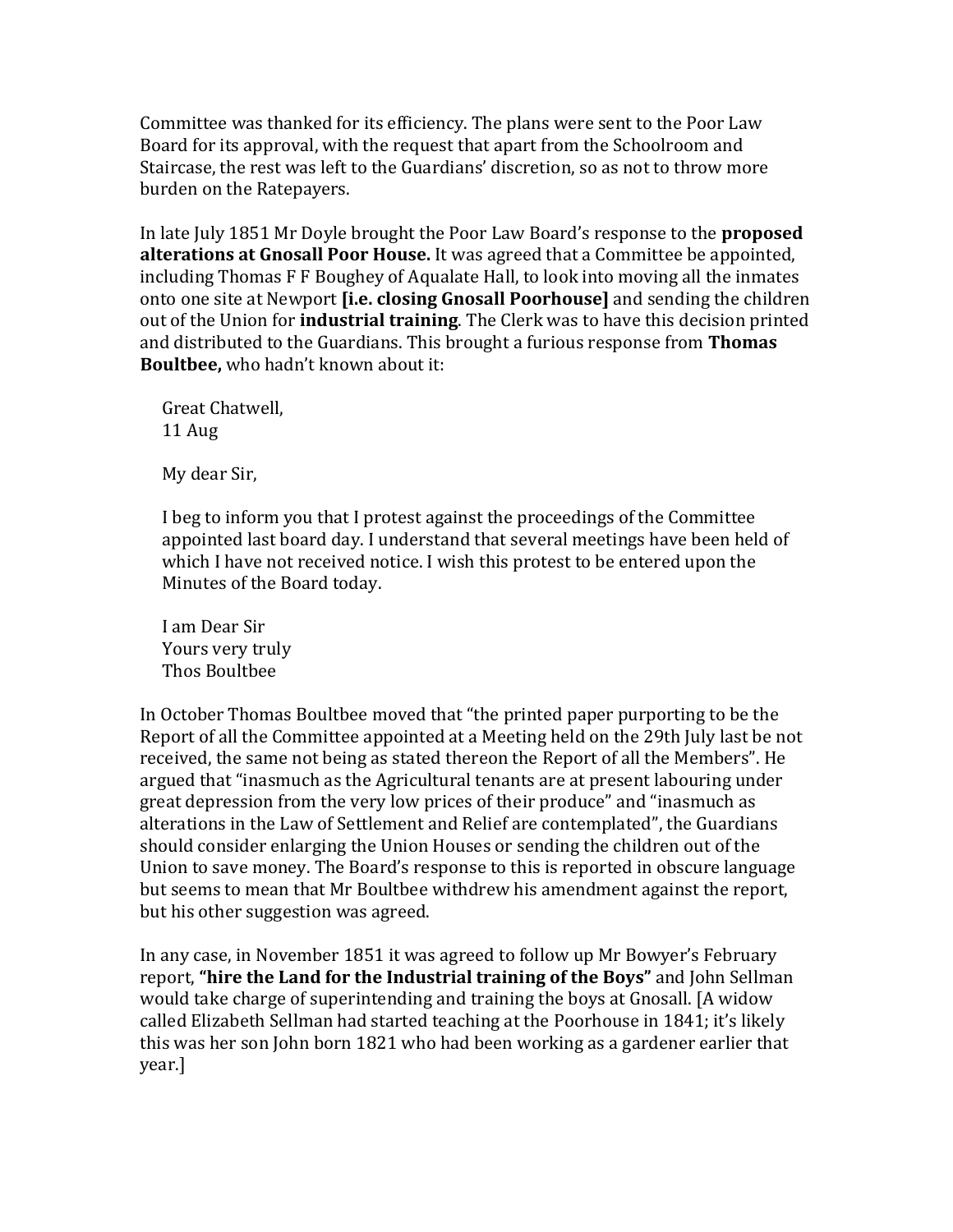Committee was thanked for its efficiency. The plans were sent to the Poor Law Board for its approval, with the request that apart from the Schoolroom and Staircase, the rest was left to the Guardians' discretion, so as not to throw more burden on the Ratepayers.

In late July 1851 Mr Doyle brought the Poor Law Board's response to the **proposed alterations at Gnosall Poor House.** It was agreed that a Committee be appointed, including Thomas F F Boughey of Aqualate Hall, to look into moving all the inmates onto one site at Newport **[i.e. closing Gnosall Poorhouse]** and sending the children out of the Union for **industrial training**. The Clerk was to have this decision printed and distributed to the Guardians. This brought a furious response from **Thomas Boultbee,** who hadn't known about it:

> Great Chatwell,
> 11 Aug
>
> My dear Sir,
>
> I beg to inform you that I protest against the proceedings of the Committee appointed last board day. I understand that several meetings have been held of which I have not received notice. I wish this protest to be entered upon the Minutes of the Board today.
>
> I am Dear Sir
> Yours very truly
> Thos Boultbee

In October Thomas Boultbee moved that "the printed paper purporting to be the Report of all the Committee appointed at a Meeting held on the 29th July last be not received, the same not being as stated thereon the Report of all the Members". He argued that "inasmuch as the Agricultural tenants are at present labouring under great depression from the very low prices of their produce" and "inasmuch as alterations in the Law of Settlement and Relief are contemplated", the Guardians should consider enlarging the Union Houses or sending the children out of the Union to save money. The Board's response to this is reported in obscure language but seems to mean that Mr Boultbee withdrew his amendment against the report, but his other suggestion was agreed.

In any case, in November 1851 it was agreed to follow up Mr Bowyer's February report, **"hire the Land for the Industrial training of the Boys"** and John Sellman would take charge of superintending and training the boys at Gnosall. [A widow called Elizabeth Sellman had started teaching at the Poorhouse in 1841; it's likely this was her son John born 1821 who had been working as a gardener earlier that year.]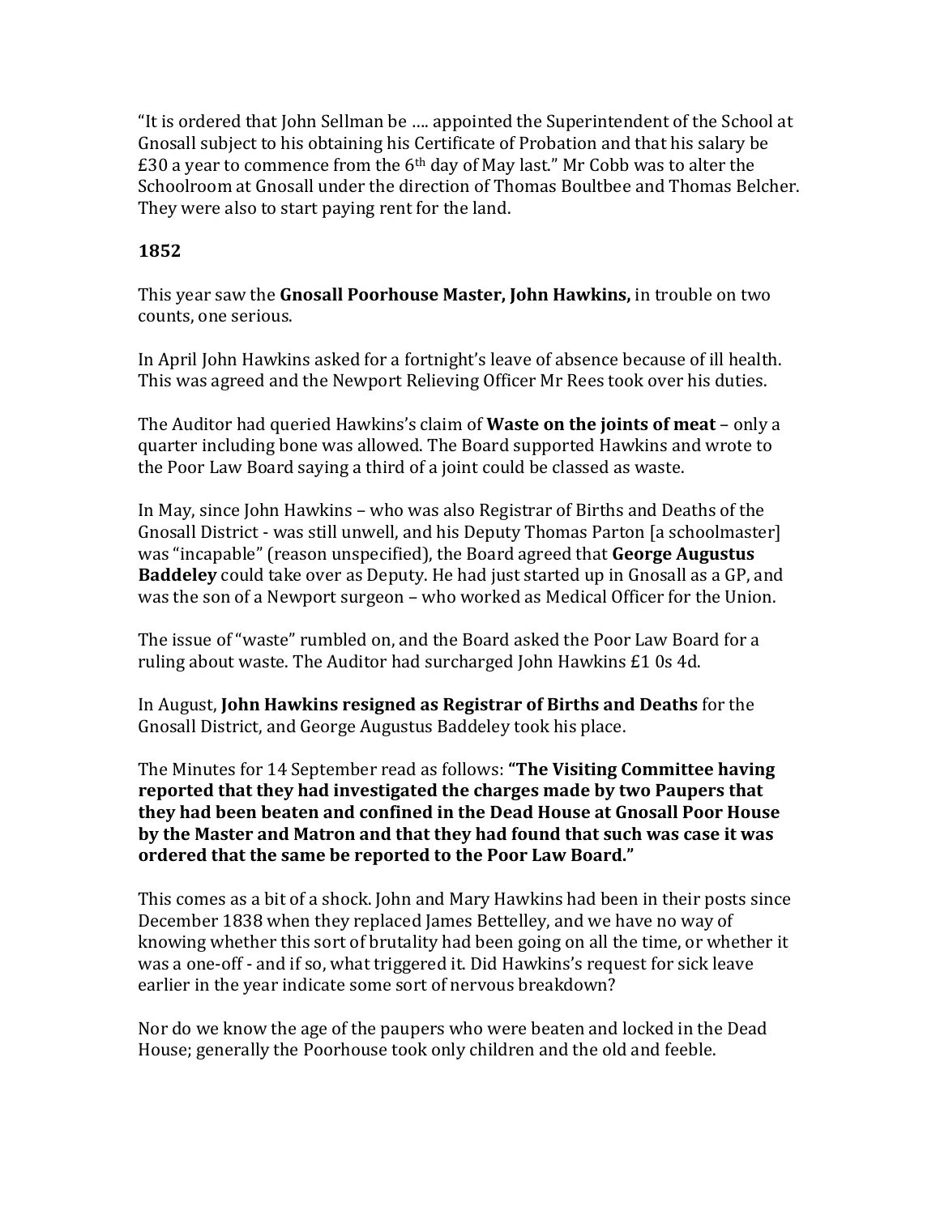"It is ordered that John Sellman be …. appointed the Superintendent of the School at Gnosall subject to his obtaining his Certificate of Probation and that his salary be £30 a year to commence from the 6th day of May last." Mr Cobb was to alter the Schoolroom at Gnosall under the direction of Thomas Boultbee and Thomas Belcher. They were also to start paying rent for the land.

**1852**

This year saw the **Gnosall Poorhouse Master, John Hawkins,** in trouble on two counts, one serious.

In April John Hawkins asked for a fortnight's leave of absence because of ill health. This was agreed and the Newport Relieving Officer Mr Rees took over his duties.

The Auditor had queried Hawkins's claim of **Waste on the joints of meat** – only a quarter including bone was allowed. The Board supported Hawkins and wrote to the Poor Law Board saying a third of a joint could be classed as waste.

In May, since John Hawkins – who was also Registrar of Births and Deaths of the Gnosall District - was still unwell, and his Deputy Thomas Parton [a schoolmaster] was "incapable" (reason unspecified), the Board agreed that **George Augustus Baddeley** could take over as Deputy. He had just started up in Gnosall as a GP, and was the son of a Newport surgeon – who worked as Medical Officer for the Union.

The issue of "waste" rumbled on, and the Board asked the Poor Law Board for a ruling about waste. The Auditor had surcharged John Hawkins £1 0s 4d.

In August, **John Hawkins resigned as Registrar of Births and Deaths** for the Gnosall District, and George Augustus Baddeley took his place.

The Minutes for 14 September read as follows: **"The Visiting Committee having reported that they had investigated the charges made by two Paupers that they had been beaten and confined in the Dead House at Gnosall Poor House by the Master and Matron and that they had found that such was case it was ordered that the same be reported to the Poor Law Board."**

This comes as a bit of a shock. John and Mary Hawkins had been in their posts since December 1838 when they replaced James Bettelley, and we have no way of knowing whether this sort of brutality had been going on all the time, or whether it was a one-off - and if so, what triggered it. Did Hawkins's request for sick leave earlier in the year indicate some sort of nervous breakdown?

Nor do we know the age of the paupers who were beaten and locked in the Dead House; generally the Poorhouse took only children and the old and feeble.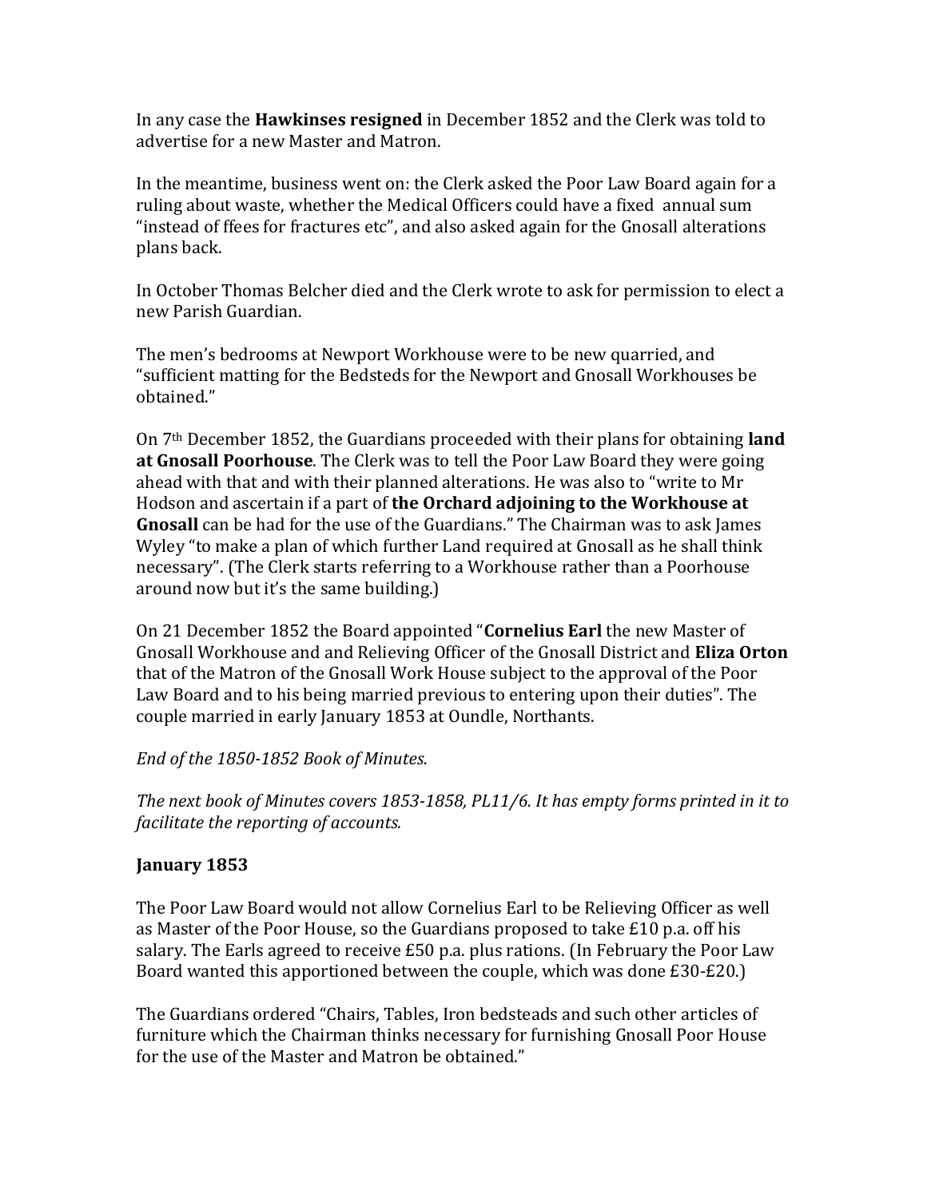In any case the **Hawkinses resigned** in December 1852 and the Clerk was told to advertise for a new Master and Matron.

In the meantime, business went on: the Clerk asked the Poor Law Board again for a ruling about waste, whether the Medical Officers could have a fixed annual sum "instead of ffees for fractures etc", and also asked again for the Gnosall alterations plans back.

In October Thomas Belcher died and the Clerk wrote to ask for permission to elect a new Parish Guardian.

The men's bedrooms at Newport Workhouse were to be new quarried, and "sufficient matting for the Bedsteds for the Newport and Gnosall Workhouses be obtained."

On 7th December 1852, the Guardians proceeded with their plans for obtaining **land at Gnosall Poorhouse**. The Clerk was to tell the Poor Law Board they were going ahead with that and with their planned alterations. He was also to "write to Mr Hodson and ascertain if a part of **the Orchard adjoining to the Workhouse at Gnosall** can be had for the use of the Guardians." The Chairman was to ask James Wyley "to make a plan of which further Land required at Gnosall as he shall think necessary". (The Clerk starts referring to a Workhouse rather than a Poorhouse around now but it's the same building.)

On 21 December 1852 the Board appointed "**Cornelius Earl** the new Master of Gnosall Workhouse and and Relieving Officer of the Gnosall District and **Eliza Orton** that of the Matron of the Gnosall Work House subject to the approval of the Poor Law Board and to his being married previous to entering upon their duties". The couple married in early January 1853 at Oundle, Northants.

*End of the 1850-1852 Book of Minutes.*

*The next book of Minutes covers 1853-1858, PL11/6. It has empty forms printed in it to facilitate the reporting of accounts.*

**January 1853**

The Poor Law Board would not allow Cornelius Earl to be Relieving Officer as well as Master of the Poor House, so the Guardians proposed to take £10 p.a. off his salary. The Earls agreed to receive £50 p.a. plus rations. (In February the Poor Law Board wanted this apportioned between the couple, which was done £30-£20.)

The Guardians ordered "Chairs, Tables, Iron bedsteads and such other articles of furniture which the Chairman thinks necessary for furnishing Gnosall Poor House for the use of the Master and Matron be obtained."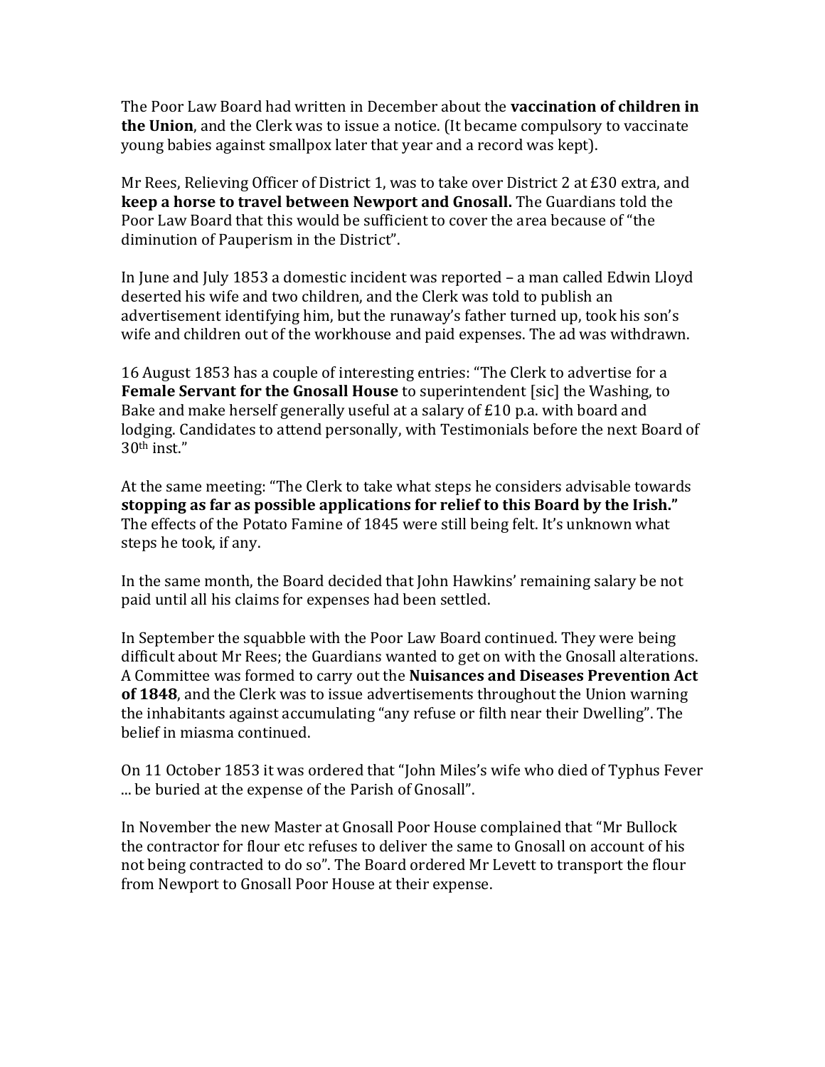The Poor Law Board had written in December about the **vaccination of children in the Union**, and the Clerk was to issue a notice. (It became compulsory to vaccinate young babies against smallpox later that year and a record was kept).

Mr Rees, Relieving Officer of District 1, was to take over District 2 at £30 extra, and **keep a horse to travel between Newport and Gnosall.** The Guardians told the Poor Law Board that this would be sufficient to cover the area because of "the diminution of Pauperism in the District".

In June and July 1853 a domestic incident was reported – a man called Edwin Lloyd deserted his wife and two children, and the Clerk was told to publish an advertisement identifying him, but the runaway's father turned up, took his son's wife and children out of the workhouse and paid expenses. The ad was withdrawn.

16 August 1853 has a couple of interesting entries: "The Clerk to advertise for a **Female Servant for the Gnosall House** to superintendent [sic] the Washing, to Bake and make herself generally useful at a salary of £10 p.a. with board and lodging. Candidates to attend personally, with Testimonials before the next Board of 30th inst."

At the same meeting: "The Clerk to take what steps he considers advisable towards **stopping as far as possible applications for relief to this Board by the Irish."** The effects of the Potato Famine of 1845 were still being felt. It's unknown what steps he took, if any.

In the same month, the Board decided that John Hawkins' remaining salary be not paid until all his claims for expenses had been settled.

In September the squabble with the Poor Law Board continued. They were being difficult about Mr Rees; the Guardians wanted to get on with the Gnosall alterations. A Committee was formed to carry out the **Nuisances and Diseases Prevention Act of 1848**, and the Clerk was to issue advertisements throughout the Union warning the inhabitants against accumulating "any refuse or filth near their Dwelling". The belief in miasma continued.

On 11 October 1853 it was ordered that "John Miles's wife who died of Typhus Fever ... be buried at the expense of the Parish of Gnosall".

In November the new Master at Gnosall Poor House complained that "Mr Bullock the contractor for flour etc refuses to deliver the same to Gnosall on account of his not being contracted to do so". The Board ordered Mr Levett to transport the flour from Newport to Gnosall Poor House at their expense.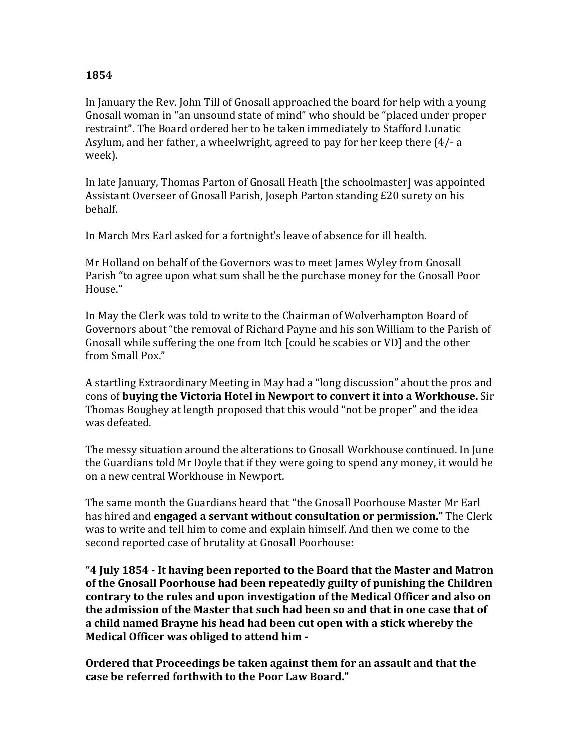**1854**

In January the Rev. John Till of Gnosall approached the board for help with a young Gnosall woman in "an unsound state of mind" who should be "placed under proper restraint". The Board ordered her to be taken immediately to Stafford Lunatic Asylum, and her father, a wheelwright, agreed to pay for her keep there (4/- a week).

In late January, Thomas Parton of Gnosall Heath [the schoolmaster] was appointed Assistant Overseer of Gnosall Parish, Joseph Parton standing £20 surety on his behalf.

In March Mrs Earl asked for a fortnight's leave of absence for ill health.

Mr Holland on behalf of the Governors was to meet James Wyley from Gnosall Parish "to agree upon what sum shall be the purchase money for the Gnosall Poor House."

In May the Clerk was told to write to the Chairman of Wolverhampton Board of Governors about "the removal of Richard Payne and his son William to the Parish of Gnosall while suffering the one from Itch [could be scabies or VD] and the other from Small Pox."

A startling Extraordinary Meeting in May had a "long discussion" about the pros and cons of **buying the Victoria Hotel in Newport to convert it into a Workhouse.** Sir Thomas Boughey at length proposed that this would "not be proper" and the idea was defeated.

The messy situation around the alterations to Gnosall Workhouse continued. In June the Guardians told Mr Doyle that if they were going to spend any money, it would be on a new central Workhouse in Newport.

The same month the Guardians heard that "the Gnosall Poorhouse Master Mr Earl has hired and **engaged a servant without consultation or permission."** The Clerk was to write and tell him to come and explain himself. And then we come to the second reported case of brutality at Gnosall Poorhouse:

**"4 July 1854 - It having been reported to the Board that the Master and Matron of the Gnosall Poorhouse had been repeatedly guilty of punishing the Children contrary to the rules and upon investigation of the Medical Officer and also on the admission of the Master that such had been so and that in one case that of a child named Brayne his head had been cut open with a stick whereby the Medical Officer was obliged to attend him -**

**Ordered that Proceedings be taken against them for an assault and that the case be referred forthwith to the Poor Law Board."**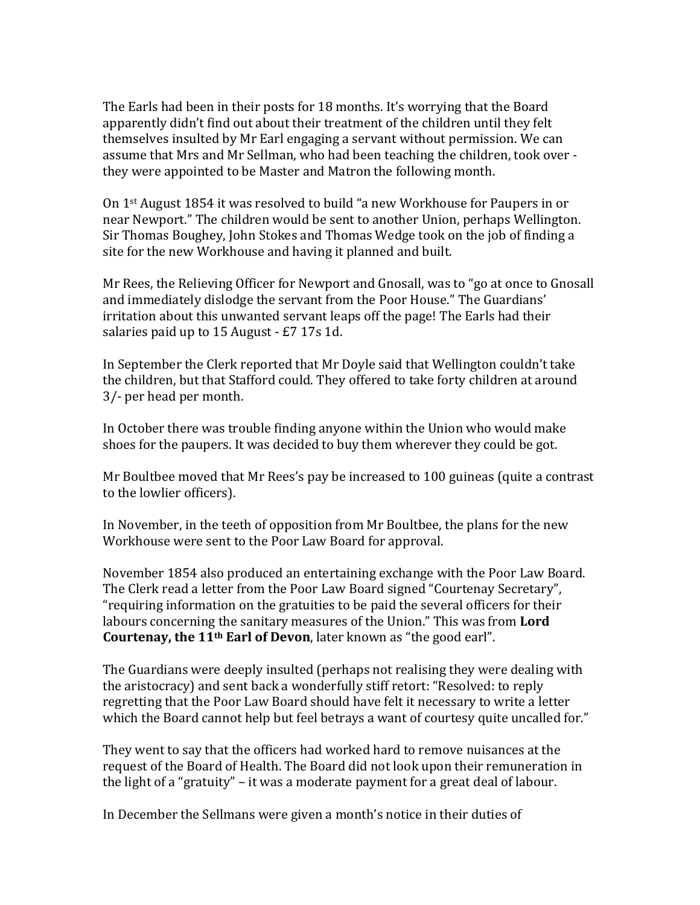The Earls had been in their posts for 18 months. It's worrying that the Board apparently didn't find out about their treatment of the children until they felt themselves insulted by Mr Earl engaging a servant without permission. We can assume that Mrs and Mr Sellman, who had been teaching the children, took over - they were appointed to be Master and Matron the following month.

On 1st August 1854 it was resolved to build "a new Workhouse for Paupers in or near Newport." The children would be sent to another Union, perhaps Wellington. Sir Thomas Boughey, John Stokes and Thomas Wedge took on the job of finding a site for the new Workhouse and having it planned and built.

Mr Rees, the Relieving Officer for Newport and Gnosall, was to "go at once to Gnosall and immediately dislodge the servant from the Poor House." The Guardians' irritation about this unwanted servant leaps off the page! The Earls had their salaries paid up to 15 August - £7 17s 1d.

In September the Clerk reported that Mr Doyle said that Wellington couldn't take the children, but that Stafford could. They offered to take forty children at around 3/- per head per month.

In October there was trouble finding anyone within the Union who would make shoes for the paupers. It was decided to buy them wherever they could be got.

Mr Boultbee moved that Mr Rees's pay be increased to 100 guineas (quite a contrast to the lowlier officers).

In November, in the teeth of opposition from Mr Boultbee, the plans for the new Workhouse were sent to the Poor Law Board for approval.

November 1854 also produced an entertaining exchange with the Poor Law Board. The Clerk read a letter from the Poor Law Board signed "Courtenay Secretary", "requiring information on the gratuities to be paid the several officers for their labours concerning the sanitary measures of the Union." This was from **Lord Courtenay, the 11th Earl of Devon**, later known as "the good earl".

The Guardians were deeply insulted (perhaps not realising they were dealing with the aristocracy) and sent back a wonderfully stiff retort: "Resolved: to reply regretting that the Poor Law Board should have felt it necessary to write a letter which the Board cannot help but feel betrays a want of courtesy quite uncalled for."

They went to say that the officers had worked hard to remove nuisances at the request of the Board of Health. The Board did not look upon their remuneration in the light of a "gratuity" – it was a moderate payment for a great deal of labour.

In December the Sellmans were given a month's notice in their duties of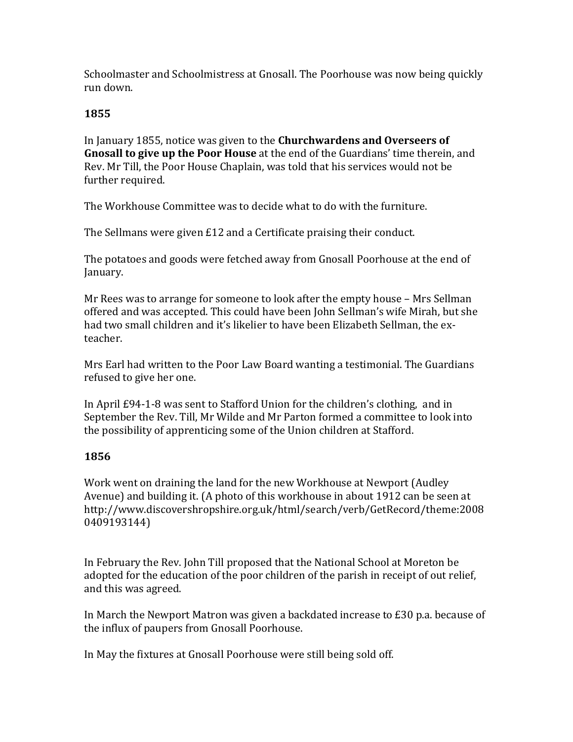Schoolmaster and Schoolmistress at Gnosall. The Poorhouse was now being quickly run down.

## 1855

In January 1855, notice was given to the **Churchwardens and Overseers of Gnosall to give up the Poor House** at the end of the Guardians' time therein, and Rev. Mr Till, the Poor House Chaplain, was told that his services would not be further required.

The Workhouse Committee was to decide what to do with the furniture.

The Sellmans were given £12 and a Certificate praising their conduct.

The potatoes and goods were fetched away from Gnosall Poorhouse at the end of January.

Mr Rees was to arrange for someone to look after the empty house – Mrs Sellman offered and was accepted. This could have been John Sellman's wife Mirah, but she had two small children and it's likelier to have been Elizabeth Sellman, the ex-teacher.

Mrs Earl had written to the Poor Law Board wanting a testimonial. The Guardians refused to give her one.

In April £94-1-8 was sent to Stafford Union for the children's clothing, and in September the Rev. Till, Mr Wilde and Mr Parton formed a committee to look into the possibility of apprenticing some of the Union children at Stafford.

## 1856

Work went on draining the land for the new Workhouse at Newport (Audley Avenue) and building it. (A photo of this workhouse in about 1912 can be seen at http://www.discovershropshire.org.uk/html/search/verb/GetRecord/theme:20080409193144)

In February the Rev. John Till proposed that the National School at Moreton be adopted for the education of the poor children of the parish in receipt of out relief, and this was agreed.

In March the Newport Matron was given a backdated increase to £30 p.a. because of the influx of paupers from Gnosall Poorhouse.

In May the fixtures at Gnosall Poorhouse were still being sold off.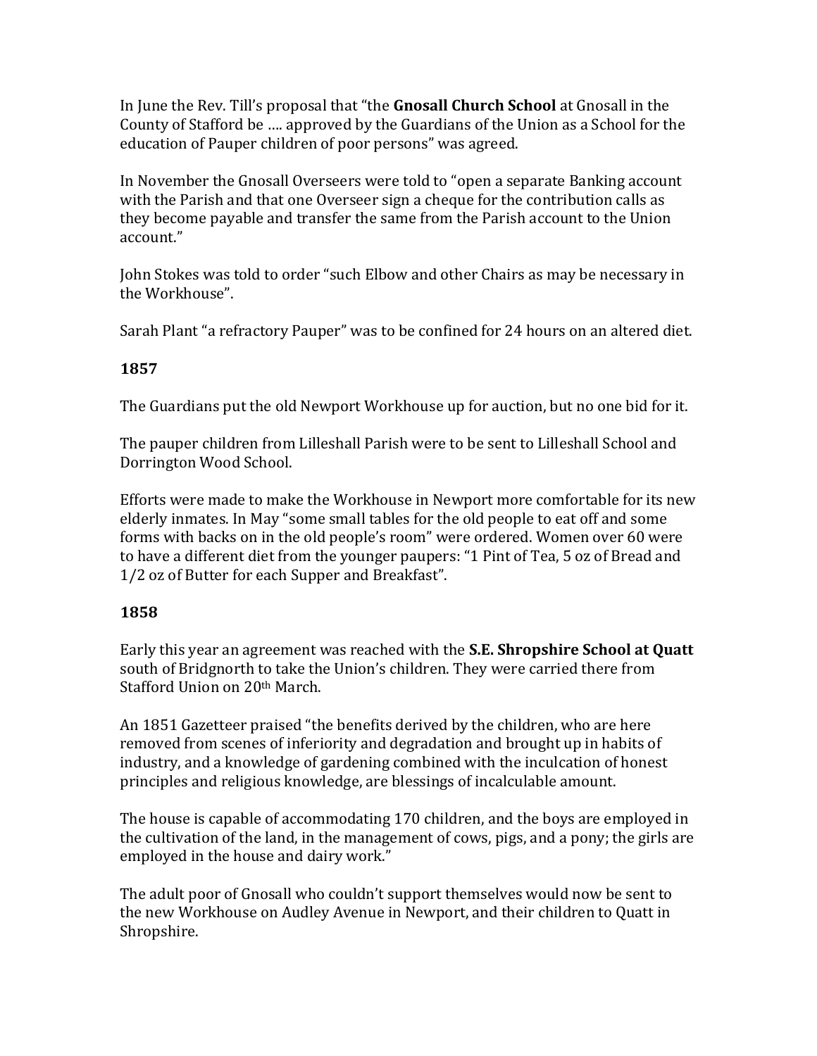In June the Rev. Till's proposal that "the **Gnosall Church School** at Gnosall in the County of Stafford be …. approved by the Guardians of the Union as a School for the education of Pauper children of poor persons" was agreed.

In November the Gnosall Overseers were told to "open a separate Banking account with the Parish and that one Overseer sign a cheque for the contribution calls as they become payable and transfer the same from the Parish account to the Union account."

John Stokes was told to order "such Elbow and other Chairs as may be necessary in the Workhouse".

Sarah Plant "a refractory Pauper" was to be confined for 24 hours on an altered diet.

**1857**

The Guardians put the old Newport Workhouse up for auction, but no one bid for it.

The pauper children from Lilleshall Parish were to be sent to Lilleshall School and Dorrington Wood School.

Efforts were made to make the Workhouse in Newport more comfortable for its new elderly inmates. In May "some small tables for the old people to eat off and some forms with backs on in the old people's room" were ordered. Women over 60 were to have a different diet from the younger paupers: "1 Pint of Tea, 5 oz of Bread and 1/2 oz of Butter for each Supper and Breakfast".

**1858**

Early this year an agreement was reached with the **S.E. Shropshire School at Quatt** south of Bridgnorth to take the Union's children. They were carried there from Stafford Union on 20th March.

An 1851 Gazetteer praised "the benefits derived by the children, who are here removed from scenes of inferiority and degradation and brought up in habits of industry, and a knowledge of gardening combined with the inculcation of honest principles and religious knowledge, are blessings of incalculable amount.

The house is capable of accommodating 170 children, and the boys are employed in the cultivation of the land, in the management of cows, pigs, and a pony; the girls are employed in the house and dairy work."

The adult poor of Gnosall who couldn't support themselves would now be sent to the new Workhouse on Audley Avenue in Newport, and their children to Quatt in Shropshire.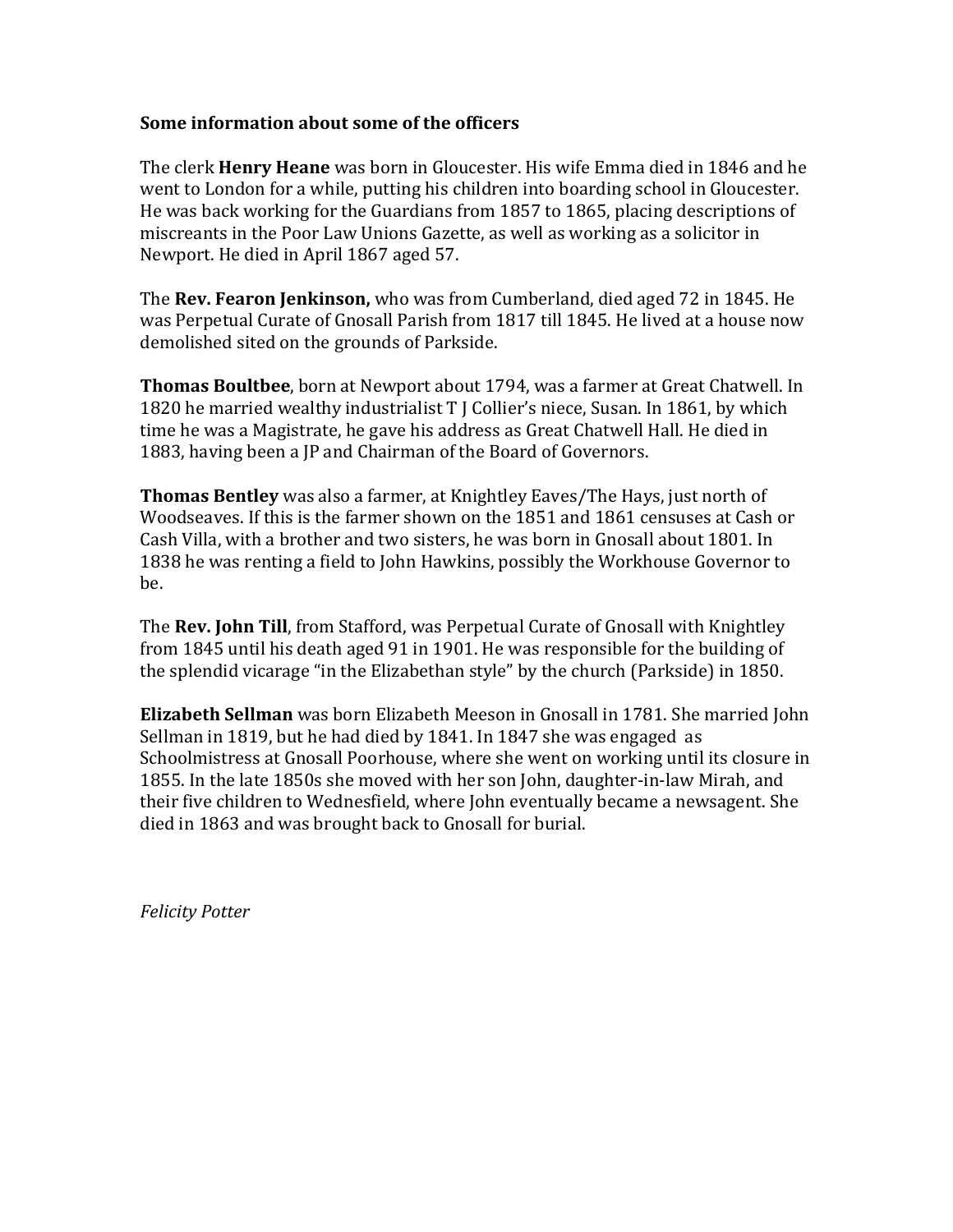**Some information about some of the officers**

The clerk **Henry Heane** was born in Gloucester. His wife Emma died in 1846 and he went to London for a while, putting his children into boarding school in Gloucester. He was back working for the Guardians from 1857 to 1865, placing descriptions of miscreants in the Poor Law Unions Gazette, as well as working as a solicitor in Newport. He died in April 1867 aged 57.

The **Rev. Fearon Jenkinson,** who was from Cumberland, died aged 72 in 1845. He was Perpetual Curate of Gnosall Parish from 1817 till 1845. He lived at a house now demolished sited on the grounds of Parkside.

**Thomas Boultbee**, born at Newport about 1794, was a farmer at Great Chatwell. In 1820 he married wealthy industrialist T J Collier's niece, Susan. In 1861, by which time he was a Magistrate, he gave his address as Great Chatwell Hall. He died in 1883, having been a JP and Chairman of the Board of Governors.

**Thomas Bentley** was also a farmer, at Knightley Eaves/The Hays, just north of Woodseaves. If this is the farmer shown on the 1851 and 1861 censuses at Cash or Cash Villa, with a brother and two sisters, he was born in Gnosall about 1801. In 1838 he was renting a field to John Hawkins, possibly the Workhouse Governor to be.

The **Rev. John Till**, from Stafford, was Perpetual Curate of Gnosall with Knightley from 1845 until his death aged 91 in 1901. He was responsible for the building of the splendid vicarage "in the Elizabethan style" by the church (Parkside) in 1850.

**Elizabeth Sellman** was born Elizabeth Meeson in Gnosall in 1781. She married John Sellman in 1819, but he had died by 1841. In 1847 she was engaged as Schoolmistress at Gnosall Poorhouse, where she went on working until its closure in 1855. In the late 1850s she moved with her son John, daughter-in-law Mirah, and their five children to Wednesfield, where John eventually became a newsagent. She died in 1863 and was brought back to Gnosall for burial.

*Felicity Potter*